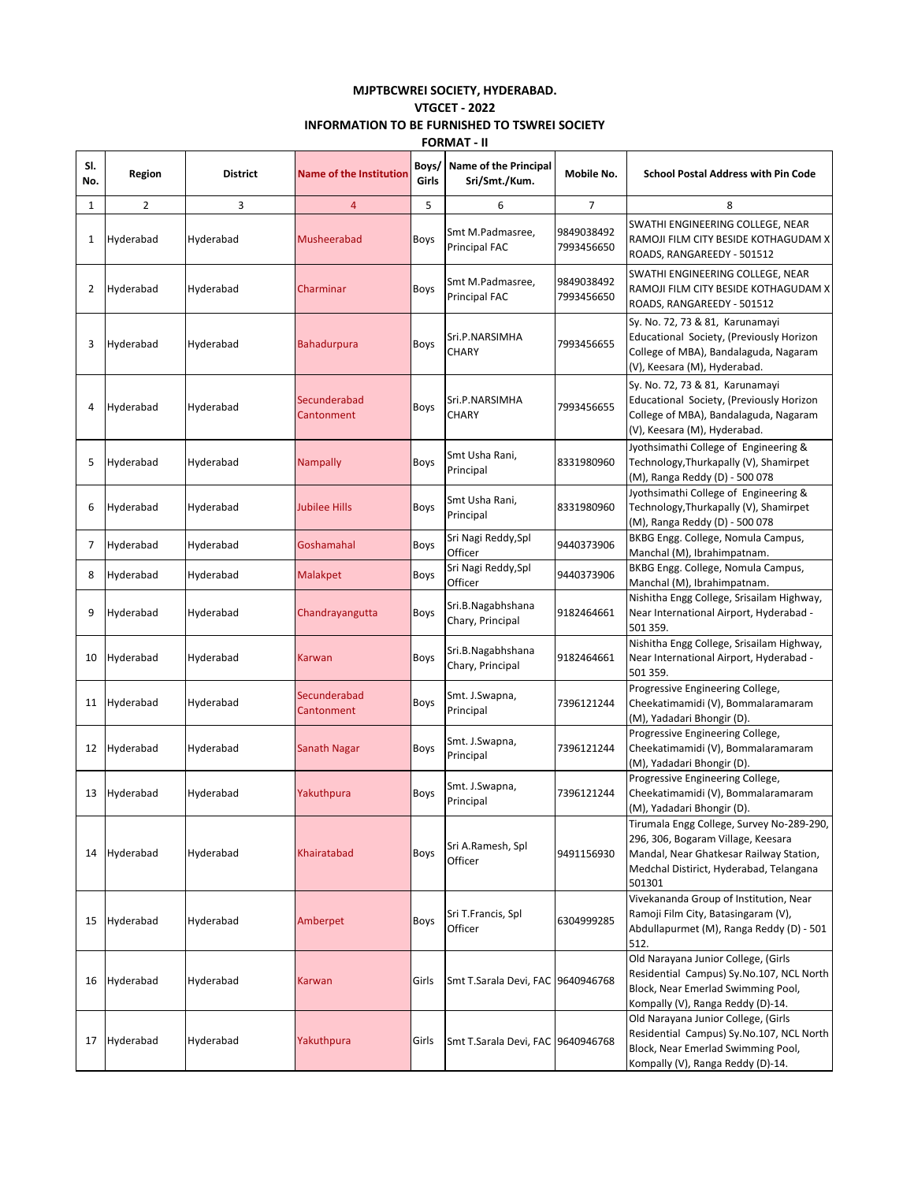**MJPTBCWREI SOCIETY, HYDERABAD.**

**VTGCET - 2022**

**INFORMATION TO BE FURNISHED TO TSWREI SOCIETY**

**FORMAT - II**

| Sl. No. | Region | District | Name of the Institution | Boys/ Girls | Name of the Principal Sri/Smt./Kum. | Mobile No. | School Postal Address with Pin Code |
|---|---|---|---|---|---|---|---|
| 1 | 2 | 3 | 4 | 5 | 6 | 7 | 8 |
| 1 | Hyderabad | Hyderabad | Musheerabad | Boys | Smt M.Padmasree, Principal FAC | 9849038492 7993456650 | SWATHI ENGINEERING COLLEGE, NEAR RAMOJI FILM CITY BESIDE KOTHAGUDAM X ROADS, RANGAREEDY - 501512 |
| 2 | Hyderabad | Hyderabad | Charminar | Boys | Smt M.Padmasree, Principal FAC | 9849038492 7993456650 | SWATHI ENGINEERING COLLEGE, NEAR RAMOJI FILM CITY BESIDE KOTHAGUDAM X ROADS, RANGAREEDY - 501512 |
| 3 | Hyderabad | Hyderabad | Bahadurpura | Boys | Sri.P.NARSIMHA CHARY | 7993456655 | Sy. No. 72, 73 & 81, Karunamayi Educational Society, (Previously Horizon College of MBA), Bandalaguda, Nagaram (V), Keesara (M), Hyderabad. |
| 4 | Hyderabad | Hyderabad | Secunderabad Cantonment | Boys | Sri.P.NARSIMHA CHARY | 7993456655 | Sy. No. 72, 73 & 81, Karunamayi Educational Society, (Previously Horizon College of MBA), Bandalaguda, Nagaram (V), Keesara (M), Hyderabad. |
| 5 | Hyderabad | Hyderabad | Nampally | Boys | Smt Usha Rani, Principal | 8331980960 | Jyothsimathi College of Engineering & Technology,Thurkapally (V), Shamirpet (M), Ranga Reddy (D) - 500 078 |
| 6 | Hyderabad | Hyderabad | Jubilee Hills | Boys | Smt Usha Rani, Principal | 8331980960 | Jyothsimathi College of Engineering & Technology,Thurkapally (V), Shamirpet (M), Ranga Reddy (D) - 500 078 |
| 7 | Hyderabad | Hyderabad | Goshamahal | Boys | Sri Nagi Reddy,Spl Officer | 9440373906 | BKBG Engg. College, Nomula Campus, Manchal (M), Ibrahimpatnam. |
| 8 | Hyderabad | Hyderabad | Malakpet | Boys | Sri Nagi Reddy,Spl Officer | 9440373906 | BKBG Engg. College, Nomula Campus, Manchal (M), Ibrahimpatnam. |
| 9 | Hyderabad | Hyderabad | Chandrayangutta | Boys | Sri.B.Nagabhshana Chary, Principal | 9182464661 | Nishitha Engg College, Srisailam Highway, Near International Airport, Hyderabad - 501 359. |
| 10 | Hyderabad | Hyderabad | Karwan | Boys | Sri.B.Nagabhshana Chary, Principal | 9182464661 | Nishitha Engg College, Srisailam Highway, Near International Airport, Hyderabad - 501 359. |
| 11 | Hyderabad | Hyderabad | Secunderabad Cantonment | Boys | Smt. J.Swapna, Principal | 7396121244 | Progressive Engineering College, Cheekatimamidi (V), Bommalaramaram (M), Yadadari Bhongir (D). |
| 12 | Hyderabad | Hyderabad | Sanath Nagar | Boys | Smt. J.Swapna, Principal | 7396121244 | Progressive Engineering College, Cheekatimamidi (V), Bommalaramaram (M), Yadadari Bhongir (D). |
| 13 | Hyderabad | Hyderabad | Yakuthpura | Boys | Smt. J.Swapna, Principal | 7396121244 | Progressive Engineering College, Cheekatimamidi (V), Bommalaramaram (M), Yadadari Bhongir (D). |
| 14 | Hyderabad | Hyderabad | Khairatabad | Boys | Sri A.Ramesh, Spl Officer | 9491156930 | Tirumala Engg College, Survey No-289-290, 296, 306, Bogaram Village, Keesara Mandal, Near Ghatkesar Railway Station, Medchal Distirict, Hyderabad, Telangana 501301 |
| 15 | Hyderabad | Hyderabad | Amberpet | Boys | Sri T.Francis, Spl Officer | 6304999285 | Vivekananda Group of Institution, Near Ramoji Film City, Batasingaram (V), Abdullapurmet (M), Ranga Reddy (D) - 501 512. |
| 16 | Hyderabad | Hyderabad | Karwan | Girls | Smt T.Sarala Devi, FAC | 9640946768 | Old Narayana Junior College, (Girls Residential Campus) Sy.No.107, NCL North Block, Near Emerlad Swimming Pool, Kompally (V), Ranga Reddy (D)-14. |
| 17 | Hyderabad | Hyderabad | Yakuthpura | Girls | Smt T.Sarala Devi, FAC | 9640946768 | Old Narayana Junior College, (Girls Residential Campus) Sy.No.107, NCL North Block, Near Emerlad Swimming Pool, Kompally (V), Ranga Reddy (D)-14. |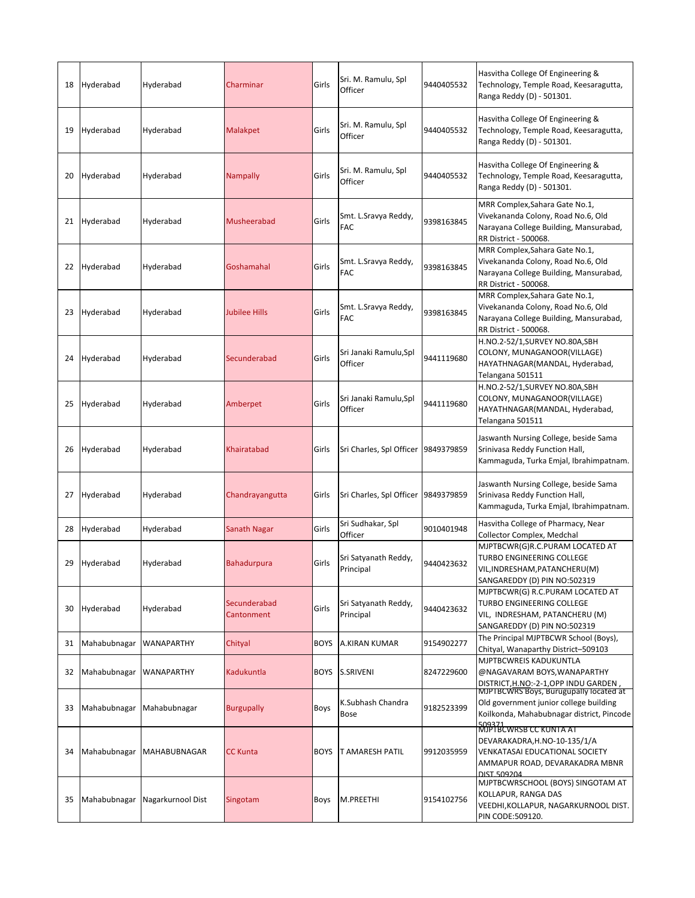| 18 | Hyderabad | Hyderabad | Charminar | Girls | Sri. M. Ramulu, Spl Officer | 9440405532 | Hasvitha College Of Engineering & Technology, Temple Road, Keesaragutta, Ranga Reddy (D) - 501301. |
|---|---|---|---|---|---|---|---|
| 19 | Hyderabad | Hyderabad | Malakpet | Girls | Sri. M. Ramulu, Spl Officer | 9440405532 | Hasvitha College Of Engineering & Technology, Temple Road, Keesaragutta, Ranga Reddy (D) - 501301. |
| 20 | Hyderabad | Hyderabad | Nampally | Girls | Sri. M. Ramulu, Spl Officer | 9440405532 | Hasvitha College Of Engineering & Technology, Temple Road, Keesaragutta, Ranga Reddy (D) - 501301. |
| 21 | Hyderabad | Hyderabad | Musheerabad | Girls | Smt. L.Sravya Reddy, FAC | 9398163845 | MRR Complex,Sahara Gate No.1, Vivekananda Colony, Road No.6, Old Narayana College Building, Mansurabad, RR District - 500068. |
| 22 | Hyderabad | Hyderabad | Goshamahal | Girls | Smt. L.Sravya Reddy, FAC | 9398163845 | MRR Complex,Sahara Gate No.1, Vivekananda Colony, Road No.6, Old Narayana College Building, Mansurabad, RR District - 500068. |
| 23 | Hyderabad | Hyderabad | Jubilee Hills | Girls | Smt. L.Sravya Reddy, FAC | 9398163845 | MRR Complex,Sahara Gate No.1, Vivekananda Colony, Road No.6, Old Narayana College Building, Mansurabad, RR District - 500068. |
| 24 | Hyderabad | Hyderabad | Secunderabad | Girls | Sri Janaki Ramulu,Spl Officer | 9441119680 | H.NO.2-52/1,SURVEY NO.80A,SBH COLONY, MUNAGANOOR(VILLAGE) HAYATHNAGAR(MANDAL, Hyderabad, Telangana 501511 |
| 25 | Hyderabad | Hyderabad | Amberpet | Girls | Sri Janaki Ramulu,Spl Officer | 9441119680 | H.NO.2-52/1,SURVEY NO.80A,SBH COLONY, MUNAGANOOR(VILLAGE) HAYATHNAGAR(MANDAL, Hyderabad, Telangana 501511 |
| 26 | Hyderabad | Hyderabad | Khairatabad | Girls | Sri Charles, Spl Officer | 9849379859 | Jaswanth Nursing College, beside Sama Srinivasa Reddy Function Hall, Kammaguda, Turka Emjal, Ibrahimpatnam. |
| 27 | Hyderabad | Hyderabad | Chandrayangutta | Girls | Sri Charles, Spl Officer | 9849379859 | Jaswanth Nursing College, beside Sama Srinivasa Reddy Function Hall, Kammaguda, Turka Emjal, Ibrahimpatnam. |
| 28 | Hyderabad | Hyderabad | Sanath Nagar | Girls | Sri Sudhakar, Spl Officer | 9010401948 | Hasvitha College of Pharmacy, Near Collector Complex, Medchal |
| 29 | Hyderabad | Hyderabad | Bahadurpura | Girls | Sri Satyanath Reddy, Principal | 9440423632 | MJPTBCWR(G)R.C.PURAM LOCATED AT TURBO ENGINEERING COLLEGE VIL,INDRESHAM,PATANCHERU(M) SANGAREDDY (D) PIN NO:502319 |
| 30 | Hyderabad | Hyderabad | Secunderabad Cantonment | Girls | Sri Satyanath Reddy, Principal | 9440423632 | MJPTBCWR(G) R.C.PURAM LOCATED AT TURBO ENGINEERING COLLEGE VIL, INDRESHAM, PATANCHERU (M) SANGAREDDY (D) PIN NO:502319 |
| 31 | Mahabubnagar | WANAPARTHY | Chityal | BOYS | A.KIRAN KUMAR | 9154902277 | The Principal MJPTBCWR School (Boys), Chityal, Wanaparthy District–509103 |
| 32 | Mahabubnagar | WANAPARTHY | Kadukuntla | BOYS | S.SRIVENI | 8247229600 | MJPTBCWREIS KADUKUNTLA @NAGAVARAM BOYS,WANAPARTHY DISTRICT,H.NO:-2-1,OPP INDU GARDEN , |
| 33 | Mahabubnagar | Mahabubnagar | Burgupally | Boys | K.Subhash Chandra Bose | 9182523399 | MJPTBCWRS Boys, Burugupally located at Old government junior college building Koilkonda, Mahabubnagar district, Pincode 509371 |
| 34 | Mahabubnagar | MAHABUBNAGAR | CC Kunta | BOYS | T AMARESH PATIL | 9912035959 | MJPTBCWRSB CC KUNTA AT DEVARAKADRA,H.NO-10-135/1/A VENKATASAI EDUCATIONAL SOCIETY AMMAPUR ROAD, DEVARAKADRA MBNR DIST 509204 |
| 35 | Mahabubnagar | Nagarkurnool Dist | Singotam | Boys | M.PREETHI | 9154102756 | MJPTBCWRSCHOOL (BOYS) SINGOTAM AT KOLLAPUR, RANGA DAS VEEDHI,KOLLAPUR, NAGARKURNOOL DIST. PIN CODE:509120. |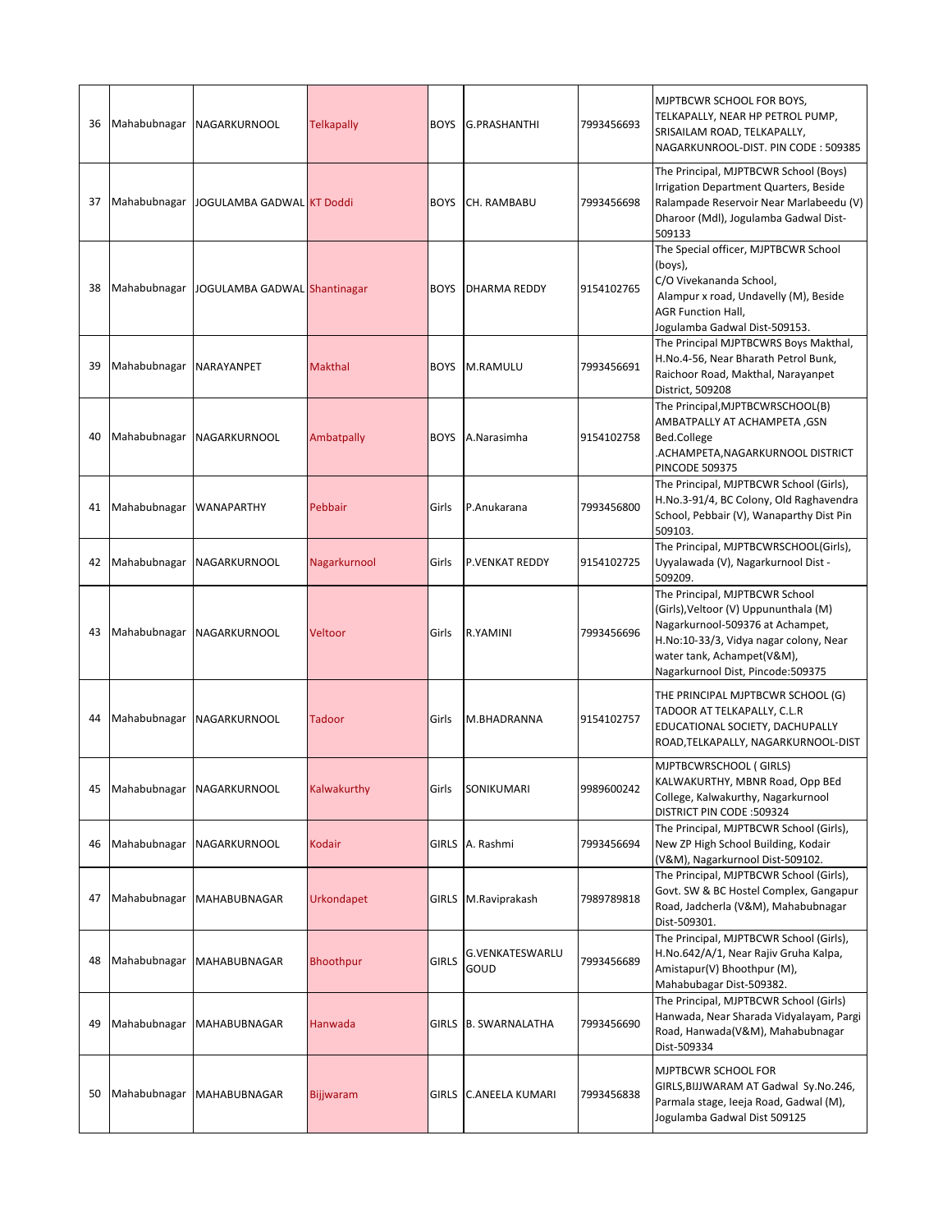| 36 | Mahabubnagar | NAGARKURNOOL | Telkapally | BOYS | G.PRASHANTHI | 7993456693 | MJPTBCWR SCHOOL FOR BOYS, TELKAPALLY, NEAR HP PETROL PUMP, SRISAILAM ROAD, TELKAPALLY, NAGARKUNROOL-DIST. PIN CODE : 509385 |
|---|---|---|---|---|---|---|---|
| 37 | Mahabubnagar | JOGULAMBA GADWAL | KT Doddi | BOYS | CH. RAMBABU | 7993456698 | The Principal, MJPTBCWR School (Boys) Irrigation Department Quarters, Beside Ralampade Reservoir Near Marlabeedu (V) Dharoor (Mdl), Jogulamba Gadwal Dist-509133 |
| 38 | Mahabubnagar | JOGULAMBA GADWAL | Shantinagar | BOYS | DHARMA REDDY | 9154102765 | The Special officer, MJPTBCWR School (boys), C/O Vivekananda School, Alampur x road, Undavelly (M), Beside AGR Function Hall, Jogulamba Gadwal Dist-509153. |
| 39 | Mahabubnagar | NARAYANPET | Makthal | BOYS | M.RAMULU | 7993456691 | The Principal MJPTBCWRS Boys Makthal, H.No.4-56, Near Bharath Petrol Bunk, Raichoor Road, Makthal, Narayanpet District, 509208 |
| 40 | Mahabubnagar | NAGARKURNOOL | Ambatpally | BOYS | A.Narasimha | 9154102758 | The Principal,MJPTBCWRSCHOOL(B) AMBATPALLY AT ACHAMPETA ,GSN Bed.College .ACHAMPETA,NAGARKURNOOL DISTRICT PINCODE 509375 |
| 41 | Mahabubnagar | WANAPARTHY | Pebbair | Girls | P.Anukarana | 7993456800 | The Principal, MJPTBCWR School (Girls), H.No.3-91/4, BC Colony, Old Raghavendra School, Pebbair (V), Wanaparthy Dist Pin 509103. |
| 42 | Mahabubnagar | NAGARKURNOOL | Nagarkurnool | Girls | P.VENKAT REDDY | 9154102725 | The Principal, MJPTBCWRSCHOOL(Girls), Uyyalawada (V), Nagarkurnool Dist - 509209. |
| 43 | Mahabubnagar | NAGARKURNOOL | Veltoor | Girls | R.YAMINI | 7993456696 | The Principal, MJPTBCWR School (Girls),Veltoor (V) Uppununthala (M) Nagarkurnool-509376 at Achampet, H.No:10-33/3, Vidya nagar colony, Near water tank, Achampet(V&M), Nagarkurnool Dist, Pincode:509375 |
| 44 | Mahabubnagar | NAGARKURNOOL | Tadoor | Girls | M.BHADRANNA | 9154102757 | THE PRINCIPAL MJPTBCWR SCHOOL (G) TADOOR AT TELKAPALLY, C.L.R EDUCATIONAL SOCIETY, DACHUPALLY ROAD,TELKAPALLY, NAGARKURNOOL-DIST |
| 45 | Mahabubnagar | NAGARKURNOOL | Kalwakurthy | Girls | SONIKUMARI | 9989600242 | MJPTBCWRSCHOOL ( GIRLS) KALWAKURTHY, MBNR Road, Opp BEd College, Kalwakurthy, Nagarkurnool DISTRICT PIN CODE :509324 |
| 46 | Mahabubnagar | NAGARKURNOOL | Kodair | GIRLS | A. Rashmi | 7993456694 | The Principal, MJPTBCWR School (Girls), New ZP High School Building, Kodair (V&M), Nagarkurnool Dist-509102. |
| 47 | Mahabubnagar | MAHABUBNAGAR | Urkondapet | GIRLS | M.Raviprakash | 7989789818 | The Principal, MJPTBCWR School (Girls), Govt. SW & BC Hostel Complex, Gangapur Road, Jadcherla (V&M), Mahabubnagar Dist-509301. |
| 48 | Mahabubnagar | MAHABUBNAGAR | Bhoothpur | GIRLS | G.VENKATESWARLU GOUD | 7993456689 | The Principal, MJPTBCWR School (Girls), H.No.642/A/1, Near Rajiv Gruha Kalpa, Amistapur(V) Bhoothpur (M), Mahabubagar Dist-509382. |
| 49 | Mahabubnagar | MAHABUBNAGAR | Hanwada | GIRLS | B. SWARNALATHA | 7993456690 | The Principal, MJPTBCWR School (Girls) Hanwada, Near Sharada Vidyalayam, Pargi Road, Hanwada(V&M), Mahabubnagar Dist-509334 |
| 50 | Mahabubnagar | MAHABUBNAGAR | Bijjwaram | GIRLS | C.ANEELA KUMARI | 7993456838 | MJPTBCWR SCHOOL FOR GIRLS,BIJJWARAM AT Gadwal Sy.No.246, Parmala stage, Ieeja Road, Gadwal (M), Jogulamba Gadwal Dist 509125 |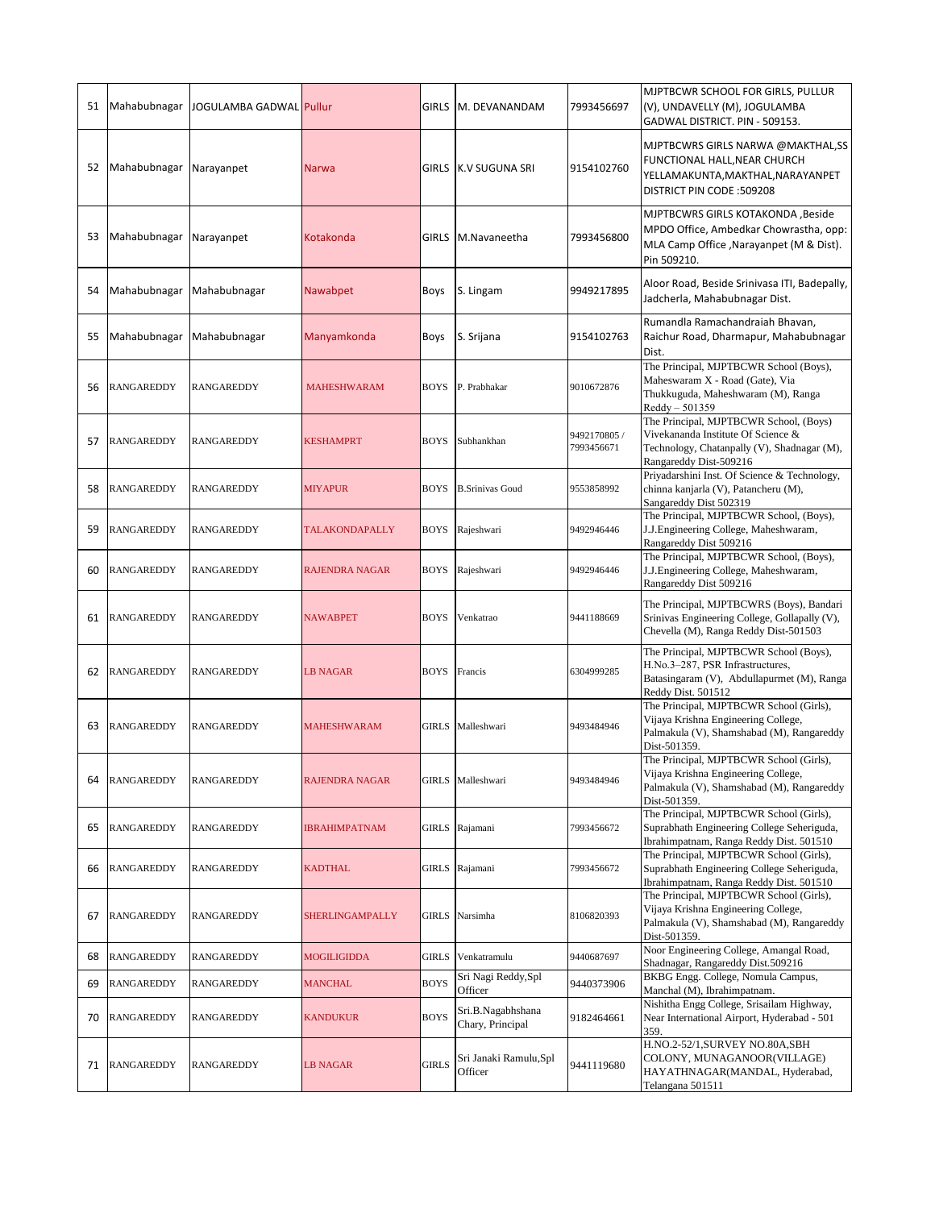| 51 | Mahabubnagar | JOGULAMBA GADWAL | Pullur | GIRLS | M. DEVANANDAM | 7993456697 | MJPTBCWR SCHOOL FOR GIRLS, PULLUR (V), UNDAVELLY (M), JOGULAMBA GADWAL DISTRICT. PIN - 509153. |
|---|---|---|---|---|---|---|---|
| 52 | Mahabubnagar | Narayanpet | Narwa | GIRLS | K.V SUGUNA SRI | 9154102760 | MJPTBCWRS GIRLS NARWA @MAKTHAL,SS FUNCTIONAL HALL,NEAR CHURCH YELLAMAKUNTA,MAKTHAL,NARAYANPET DISTRICT PIN CODE :509208 |
| 53 | Mahabubnagar | Narayanpet | Kotakonda | GIRLS | M.Navaneetha | 7993456800 | MJPTBCWRS GIRLS KOTAKONDA ,Beside MPDO Office, Ambedkar Chowrastha, opp: MLA Camp Office ,Narayanpet (M & Dist). Pin 509210. |
| 54 | Mahabubnagar | Mahabubnagar | Nawabpet | Boys | S. Lingam | 9949217895 | Aloor Road, Beside Srinivasa ITI, Badepally, Jadcherla, Mahabubnagar Dist. |
| 55 | Mahabubnagar | Mahabubnagar | Manyamkonda | Boys | S. Srijana | 9154102763 | Rumandla Ramachandraiah Bhavan, Raichur Road, Dharmapur, Mahabubnagar Dist. |
| 56 | RANGAREDDY | RANGAREDDY | MAHESHWARAM | BOYS | P. Prabhakar | 9010672876 | The Principal, MJPTBCWR School (Boys), Maheswaram X - Road (Gate), Via Thukkuguda, Maheshwaram (M), Ranga Reddy – 501359 |
| 57 | RANGAREDDY | RANGAREDDY | KESHAMPRT | BOYS | Subhankhan | 9492170805 / 7993456671 | The Principal, MJPTBCWR School, (Boys) Vivekananda Institute Of Science & Technology, Chatanpally (V), Shadnagar (M), Rangareddy Dist-509216 |
| 58 | RANGAREDDY | RANGAREDDY | MIYAPUR | BOYS | B.Srinivas Goud | 9553858992 | Priyadarshini Inst. Of Science & Technology, chinna kanjarla (V), Patancheru (M), Sangareddy Dist 502319 |
| 59 | RANGAREDDY | RANGAREDDY | TALAKONDAPALLY | BOYS | Rajeshwari | 9492946446 | The Principal, MJPTBCWR School, (Boys), J.J.Engineering College, Maheshwaram, Rangareddy Dist 509216 |
| 60 | RANGAREDDY | RANGAREDDY | RAJENDRA NAGAR | BOYS | Rajeshwari | 9492946446 | The Principal, MJPTBCWR School, (Boys), J.J.Engineering College, Maheshwaram, Rangareddy Dist 509216 |
| 61 | RANGAREDDY | RANGAREDDY | NAWABPET | BOYS | Venkatrao | 9441188669 | The Principal, MJPTBCWRS (Boys), Bandari Srinivas Engineering College, Gollapally (V), Chevella (M), Ranga Reddy Dist-501503 |
| 62 | RANGAREDDY | RANGAREDDY | LB NAGAR | BOYS | Francis | 6304999285 | The Principal, MJPTBCWR School (Boys), H.No.3–287, PSR Infrastructures, Batasingaram (V), Abdullapurmet (M), Ranga Reddy Dist. 501512 |
| 63 | RANGAREDDY | RANGAREDDY | MAHESHWARAM | GIRLS | Malleshwari | 9493484946 | The Principal, MJPTBCWR School (Girls), Vijaya Krishna Engineering College, Palmakula (V), Shamshabad (M), Rangareddy Dist-501359. |
| 64 | RANGAREDDY | RANGAREDDY | RAJENDRA NAGAR | GIRLS | Malleshwari | 9493484946 | The Principal, MJPTBCWR School (Girls), Vijaya Krishna Engineering College, Palmakula (V), Shamshabad (M), Rangareddy Dist-501359. |
| 65 | RANGAREDDY | RANGAREDDY | IBRAHIMPATNAM | GIRLS | Rajamani | 7993456672 | The Principal, MJPTBCWR School (Girls), Suprabhath Engineering College Seheriguda, Ibrahimpatnam, Ranga Reddy Dist. 501510 |
| 66 | RANGAREDDY | RANGAREDDY | KADTHAL | GIRLS | Rajamani | 7993456672 | The Principal, MJPTBCWR School (Girls), Suprabhath Engineering College Seheriguda, Ibrahimpatnam, Ranga Reddy Dist. 501510 |
| 67 | RANGAREDDY | RANGAREDDY | SHERLINGAMPALLY | GIRLS | Narsimha | 8106820393 | The Principal, MJPTBCWR School (Girls), Vijaya Krishna Engineering College, Palmakula (V), Shamshabad (M), Rangareddy Dist-501359. |
| 68 | RANGAREDDY | RANGAREDDY | MOGILIGIDDA | GIRLS | Venkatramulu | 9440687697 | Noor Engineering College, Amangal Road, Shadnagar, Rangareddy Dist.509216 |
| 69 | RANGAREDDY | RANGAREDDY | MANCHAL | BOYS | Sri Nagi Reddy,Spl Officer | 9440373906 | BKBG Engg. College, Nomula Campus, Manchal (M), Ibrahimpatnam. |
| 70 | RANGAREDDY | RANGAREDDY | KANDUKUR | BOYS | Sri.B.Nagabhshana Chary, Principal | 9182464661 | Nishitha Engg College, Srisailam Highway, Near International Airport, Hyderabad - 501 359. |
| 71 | RANGAREDDY | RANGAREDDY | LB NAGAR | GIRLS | Sri Janaki Ramulu,Spl Officer | 9441119680 | H.NO.2-52/1,SURVEY NO.80A,SBH COLONY, MUNAGANOOR(VILLAGE) HAYATHNAGAR(MANDAL, Hyderabad, Telangana 501511 |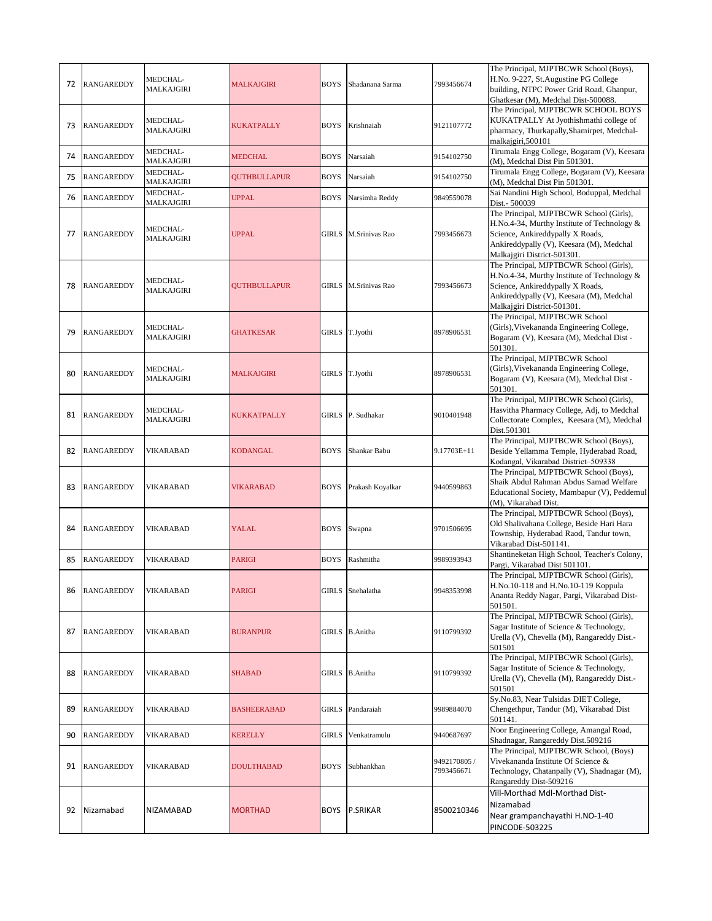| 72 | RANGAREDDY | MEDCHAL-MALKAJGIRI | MALKAJGIRI | BOYS | Shadanana Sarma | 7993456674 | The Principal, MJPTBCWR School (Boys), H.No. 9-227, St.Augustine PG College building, NTPC Power Grid Road, Ghanpur, Ghatkesar (M), Medchal Dist-500088. |
|---|---|---|---|---|---|---|---|
| 73 | RANGAREDDY | MEDCHAL-MALKAJGIRI | KUKATPALLY | BOYS | Krishnaiah | 9121107772 | The Principal, MJPTBCWR SCHOOL BOYS KUKATPALLY At Jyothishmathi college of pharmacy, Thurkapally,Shamirpet, Medchal-malkajgiri,500101 |
| 74 | RANGAREDDY | MEDCHAL-MALKAJGIRI | MEDCHAL | BOYS | Narsaiah | 9154102750 | Tirumala Engg College, Bogaram (V), Keesara (M), Medchal Dist Pin 501301. |
| 75 | RANGAREDDY | MEDCHAL-MALKAJGIRI | QUTHBULLAPUR | BOYS | Narsaiah | 9154102750 | Tirumala Engg College, Bogaram (V), Keesara (M), Medchal Dist Pin 501301. |
| 76 | RANGAREDDY | MEDCHAL-MALKAJGIRI | UPPAL | BOYS | Narsimha Reddy | 9849559078 | Sai Nandini High School, Boduppal, Medchal Dist.- 500039 |
| 77 | RANGAREDDY | MEDCHAL-MALKAJGIRI | UPPAL | GIRLS | M.Srinivas Rao | 7993456673 | The Principal, MJPTBCWR School (Girls), H.No.4-34, Murthy Institute of Technology & Science, Ankireddypally X Roads, Ankireddypally (V), Keesara (M), Medchal Malkajgiri District-501301. |
| 78 | RANGAREDDY | MEDCHAL-MALKAJGIRI | QUTHBULLAPUR | GIRLS | M.Srinivas Rao | 7993456673 | The Principal, MJPTBCWR School (Girls), H.No.4-34, Murthy Institute of Technology & Science, Ankireddypally X Roads, Ankireddypally (V), Keesara (M), Medchal Malkajgiri District-501301. |
| 79 | RANGAREDDY | MEDCHAL-MALKAJGIRI | GHATKESAR | GIRLS | T.Jyothi | 8978906531 | The Principal, MJPTBCWR School (Girls),Vivekananda Engineering College, Bogaram (V), Keesara (M), Medchal Dist - 501301. |
| 80 | RANGAREDDY | MEDCHAL-MALKAJGIRI | MALKAJGIRI | GIRLS | T.Jyothi | 8978906531 | The Principal, MJPTBCWR School (Girls),Vivekananda Engineering College, Bogaram (V), Keesara (M), Medchal Dist - 501301. |
| 81 | RANGAREDDY | MEDCHAL-MALKAJGIRI | KUKKATPALLY | GIRLS | P. Sudhakar | 9010401948 | The Principal, MJPTBCWR School (Girls), Hasvitha Pharmacy College, Adj, to Medchal Collectorate Complex, Keesara (M), Medchal Dist.501301 |
| 82 | RANGAREDDY | VIKARABAD | KODANGAL | BOYS | Shankar Babu | 9.17703E+11 | The Principal, MJPTBCWR School (Boys), Beside Yellamma Temple, Hyderabad Road, Kodangal, Vikarabad District–509338 |
| 83 | RANGAREDDY | VIKARABAD | VIKARABAD | BOYS | Prakash Koyalkar | 9440599863 | The Principal, MJPTBCWR School (Boys), Shaik Abdul Rahman Abdus Samad Welfare Educational Society, Mambapur (V), Peddemul (M), Vikarabad Dist. |
| 84 | RANGAREDDY | VIKARABAD | YALAL | BOYS | Swapna | 9701506695 | The Principal, MJPTBCWR School (Boys), Old Shalivahana College, Beside Hari Hara Township, Hyderabad Raod, Tandur town, Vikarabad Dist-501141. |
| 85 | RANGAREDDY | VIKARABAD | PARIGI | BOYS | Rashmitha | 9989393943 | Shantineketan High School, Teacher's Colony, Pargi, Vikarabad Dist 501101. |
| 86 | RANGAREDDY | VIKARABAD | PARIGI | GIRLS | Snehalatha | 9948353998 | The Principal, MJPTBCWR School (Girls), H.No.10-118 and H.No.10-119 Koppula Ananta Reddy Nagar, Pargi, Vikarabad Dist-501501. |
| 87 | RANGAREDDY | VIKARABAD | BURANPUR | GIRLS | B.Anitha | 9110799392 | The Principal, MJPTBCWR School (Girls), Sagar Institute of Science & Technology, Urella (V), Chevella (M), Rangareddy Dist.-501501 |
| 88 | RANGAREDDY | VIKARABAD | SHABAD | GIRLS | B.Anitha | 9110799392 | The Principal, MJPTBCWR School (Girls), Sagar Institute of Science & Technology, Urella (V), Chevella (M), Rangareddy Dist.-501501 |
| 89 | RANGAREDDY | VIKARABAD | BASHEERABAD | GIRLS | Pandaraiah | 9989884070 | Sy.No.83, Near Tulsidas DIET College, Chengethpur, Tandur (M), Vikarabad Dist 501141. |
| 90 | RANGAREDDY | VIKARABAD | KERELLY | GIRLS | Venkatramulu | 9440687697 | Noor Engineering College, Amangal Road, Shadnagar, Rangareddy Dist.509216 |
| 91 | RANGAREDDY | VIKARABAD | DOULTHABAD | BOYS | Subhankhan | 9492170805 / 7993456671 | The Principal, MJPTBCWR School, (Boys) Vivekananda Institute Of Science & Technology, Chatanpally (V), Shadnagar (M), Rangareddy Dist-509216 |
| 92 | Nizamabad | NIZAMABAD | MORTHAD | BOYS | P.SRIKAR | 8500210346 | Vill-Morthad Mdl-Morthad Dist-Nizamabad Near grampanchayathi H.NO-1-40 PINCODE-503225 |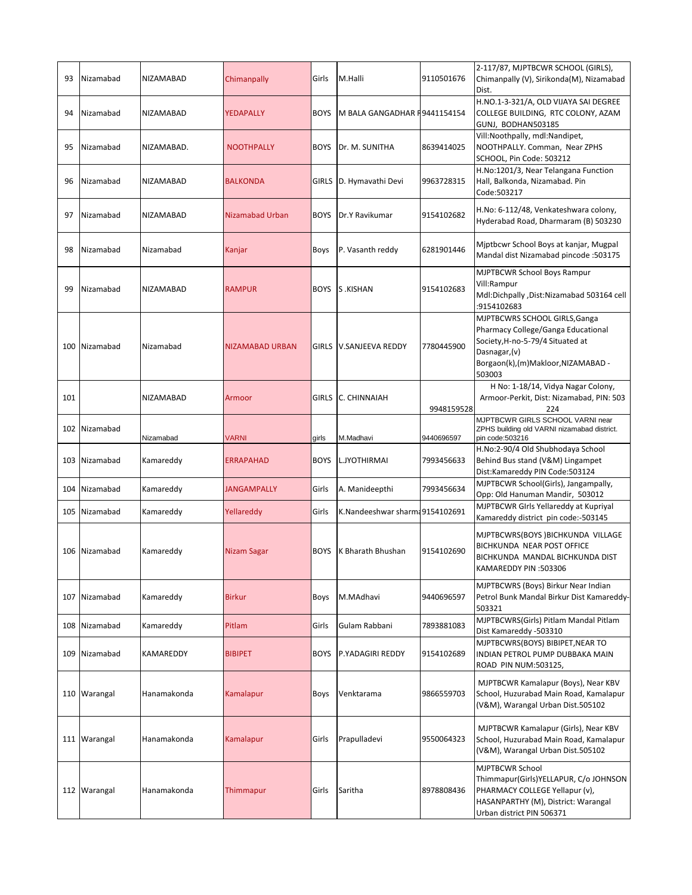| 93 | Nizamabad | NIZAMABAD | Chimanpally | Girls | M.Halli | 9110501676 | 2-117/87, MJPTBCWR SCHOOL (GIRLS), Chimanpally (V), Sirikonda(M), Nizamabad Dist. |
|---|---|---|---|---|---|---|---|
| 94 | Nizamabad | NIZAMABAD | YEDAPALLY | BOYS | M BALA GANGADHAR F | 9441154154 | H.NO.1-3-321/A, OLD VIJAYA SAI DEGREE COLLEGE BUILDING, RTC COLONY, AZAM GUNJ, BODHAN503185 |
| 95 | Nizamabad | NIZAMABAD. | NOOTHPALLY | BOYS | Dr. M. SUNITHA | 8639414025 | Vill:Noothpally, mdl:Nandipet, NOOTHPALLY. Comman, Near ZPHS SCHOOL, Pin Code: 503212 |
| 96 | Nizamabad | NIZAMABAD | BALKONDA | GIRLS | D. Hymavathi Devi | 9963728315 | H.No:1201/3, Near Telangana Function Hall, Balkonda, Nizamabad. Pin Code:503217 |
| 97 | Nizamabad | NIZAMABAD | Nizamabad Urban | BOYS | Dr.Y Ravikumar | 9154102682 | H.No: 6-112/48, Venkateshwara colony, Hyderabad Road, Dharmaram (B) 503230 |
| 98 | Nizamabad | Nizamabad | Kanjar | Boys | P. Vasanth reddy | 6281901446 | Mjptbcwr School Boys at kanjar, Mugpal Mandal dist Nizamabad pincode :503175 |
| 99 | Nizamabad | NIZAMABAD | RAMPUR | BOYS | S .KISHAN | 9154102683 | MJPTBCWR School Boys Rampur Vill:Rampur Mdl:Dichpally ,Dist:Nizamabad 503164 cell :9154102683 |
| 100 | Nizamabad | Nizamabad | NIZAMABAD URBAN | GIRLS | V.SANJEEVA REDDY | 7780445900 | MJPTBCWRS SCHOOL GIRLS,Ganga Pharmacy College/Ganga Educational Society,H-no-5-79/4 Situated at Dasnagar,(v) Borgaon(k),(m)Makloor,NIZAMABAD - 503003 |
| 101 | | NIZAMABAD | Armoor | GIRLS | C. CHINNAIAH | 9948159528 | H No: 1-18/14, Vidya Nagar Colony, Armoor-Perkit, Dist: Nizamabad, PIN: 503 224 |
| 102 | Nizamabad | Nizamabad | VARNI | girls | M.Madhavi | 9440696597 | MJPTBCWR GIRLS SCHOOL VARNI near ZPHS building old VARNI nizamabad district. pin code:503216 |
| 103 | Nizamabad | Kamareddy | ERRAPAHAD | BOYS | L.JYOTHIRMAI | 7993456633 | H.No:2-90/4 Old Shubhodaya School Behind Bus stand (V&M) Lingampet Dist:Kamareddy PIN Code:503124 |
| 104 | Nizamabad | Kamareddy | JANGAMPALLY | Girls | A. Manideepthi | 7993456634 | MJPTBCWR School(Girls), Jangampally, Opp: Old Hanuman Mandir, 503012 |
| 105 | Nizamabad | Kamareddy | Yellareddy | Girls | K.Nandeeshwar sharma | 9154102691 | MJPTBCWR GIrls Yellareddy at Kupriyal Kamareddy district pin code:-503145 |
| 106 | Nizamabad | Kamareddy | Nizam Sagar | BOYS | K Bharath Bhushan | 9154102690 | MJPTBCWRS(BOYS )BICHKUNDA VILLAGE BICHKUNDA NEAR POST OFFICE BICHKUNDA MANDAL BICHKUNDA DIST KAMAREDDY PIN :503306 |
| 107 | Nizamabad | Kamareddy | Birkur | Boys | M.MAdhavi | 9440696597 | MJPTBCWRS (Boys) Birkur Near Indian Petrol Bunk Mandal Birkur Dist Kamareddy-503321 |
| 108 | Nizamabad | Kamareddy | Pitlam | Girls | Gulam Rabbani | 7893881083 | MJPTBCWRS(Girls) Pitlam Mandal Pitlam Dist Kamareddy -503310 |
| 109 | Nizamabad | KAMAREDDY | BIBIPET | BOYS | P.YADAGIRI REDDY | 9154102689 | MJPTBCWRS(BOYS) BIBIPET,NEAR TO INDIAN PETROL PUMP DUBBAKA MAIN ROAD PIN NUM:503125, |
| 110 | Warangal | Hanamakonda | Kamalapur | Boys | Venktarama | 9866559703 | MJPTBCWR Kamalapur (Boys), Near KBV School, Huzurabad Main Road, Kamalapur (V&M), Warangal Urban Dist.505102 |
| 111 | Warangal | Hanamakonda | Kamalapur | Girls | Prapulladevi | 9550064323 | MJPTBCWR Kamalapur (Girls), Near KBV School, Huzurabad Main Road, Kamalapur (V&M), Warangal Urban Dist.505102 |
| 112 | Warangal | Hanamakonda | Thimmapur | Girls | Saritha | 8978808436 | MJPTBCWR School Thimmapur(Girls)YELLAPUR, C/o JOHNSON PHARMACY COLLEGE Yellapur (v), HASANPARTHY (M), District: Warangal Urban district PIN 506371 |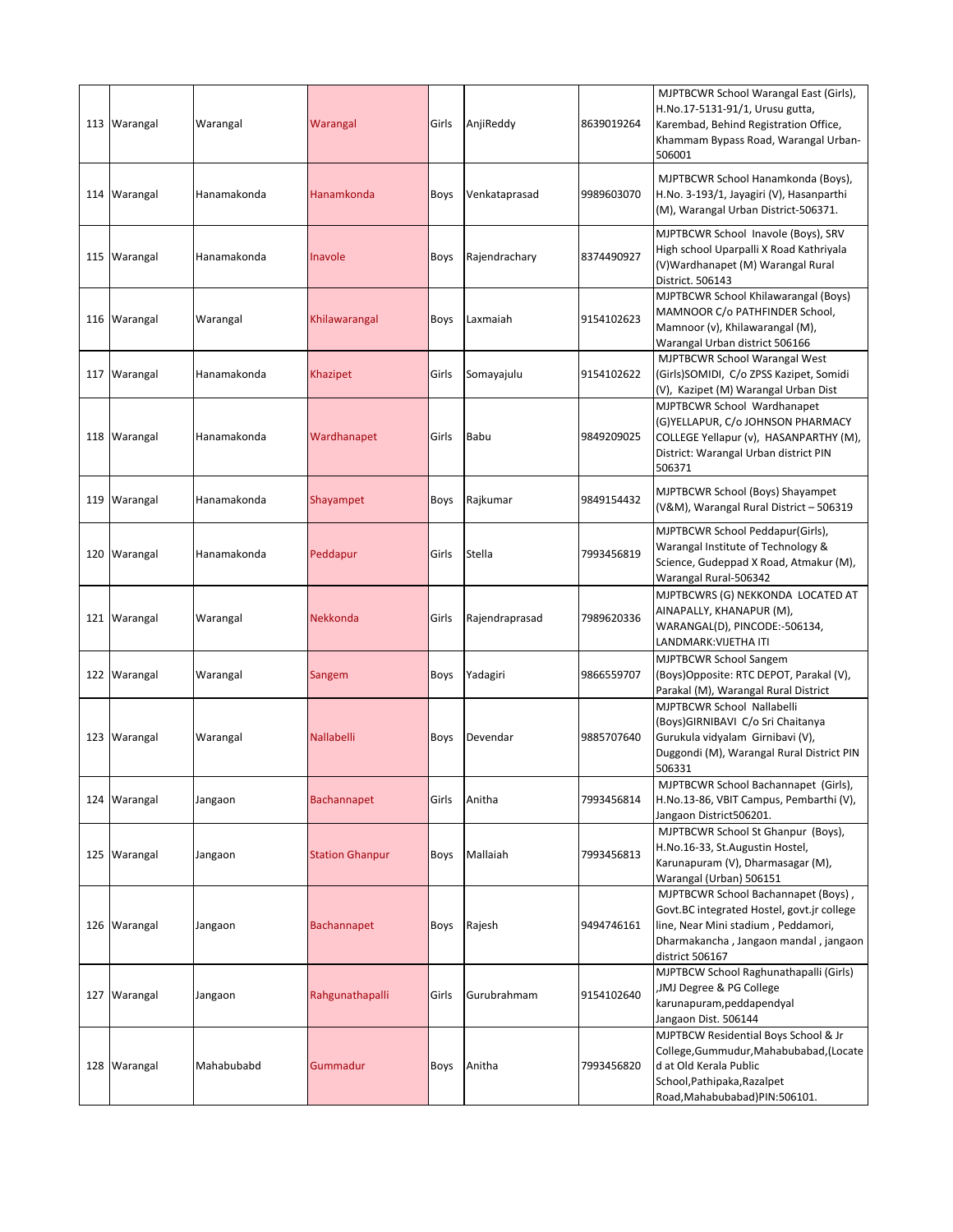| 113 | Warangal | Warangal | Warangal | Girls | AnjiReddy | 8639019264 | MJPTBCWR School Warangal East (Girls), H.No.17-5131-91/1, Urusu gutta, Karembad, Behind Registration Office, Khammam Bypass Road, Warangal Urban-506001 |
|---|---|---|---|---|---|---|---|
| 114 | Warangal | Hanamakonda | Hanamkonda | Boys | Venkataprasad | 9989603070 | MJPTBCWR School Hanamkonda (Boys), H.No. 3-193/1, Jayagiri (V), Hasanparthi (M), Warangal Urban District-506371. |
| 115 | Warangal | Hanamakonda | Inavole | Boys | Rajendrachary | 8374490927 | MJPTBCWR School Inavole (Boys), SRV High school Uparpalli X Road Kathriyala (V)Wardhanapet (M) Warangal Rural District. 506143 |
| 116 | Warangal | Warangal | Khilawarangal | Boys | Laxmaiah | 9154102623 | MJPTBCWR School Khilawarangal (Boys) MAMNOOR C/o PATHFINDER School, Mamnoor (v), Khilawarangal (M), Warangal Urban district 506166 |
| 117 | Warangal | Hanamakonda | Khazipet | Girls | Somayajulu | 9154102622 | MJPTBCWR School Warangal West (Girls)SOMIDI, C/o ZPSS Kazipet, Somidi (V), Kazipet (M) Warangal Urban Dist |
| 118 | Warangal | Hanamakonda | Wardhanapet | Girls | Babu | 9849209025 | MJPTBCWR School Wardhanapet (G)YELLAPUR, C/o JOHNSON PHARMACY COLLEGE Yellapur (v), HASANPARTHY (M), District: Warangal Urban district PIN 506371 |
| 119 | Warangal | Hanamakonda | Shayampet | Boys | Rajkumar | 9849154432 | MJPTBCWR School (Boys) Shayampet (V&M), Warangal Rural District – 506319 |
| 120 | Warangal | Hanamakonda | Peddapur | Girls | Stella | 7993456819 | MJPTBCWR School Peddapur(Girls), Warangal Institute of Technology & Science, Gudeppad X Road, Atmakur (M), Warangal Rural-506342 |
| 121 | Warangal | Warangal | Nekkonda | Girls | Rajendraprasad | 7989620336 | MJPTBCWRS (G) NEKKONDA LOCATED AT AINAPALLY, KHANAPUR (M), WARANGAL(D), PINCODE:-506134, LANDMARK:VIJETHA ITI |
| 122 | Warangal | Warangal | Sangem | Boys | Yadagiri | 9866559707 | MJPTBCWR School Sangem (Boys)Opposite: RTC DEPOT, Parakal (V), Parakal (M), Warangal Rural District |
| 123 | Warangal | Warangal | Nallabelli | Boys | Devendar | 9885707640 | MJPTBCWR School Nallabelli (Boys)GIRNIBAVI C/o Sri Chaitanya Gurukula vidyalam Girnibavi (V), Duggondi (M), Warangal Rural District PIN 506331 |
| 124 | Warangal | Jangaon | Bachannapet | Girls | Anitha | 7993456814 | MJPTBCWR School Bachannapet (Girls), H.No.13-86, VBIT Campus, Pembarthi (V), Jangaon District506201. |
| 125 | Warangal | Jangaon | Station Ghanpur | Boys | Mallaiah | 7993456813 | MJPTBCWR School St Ghanpur (Boys), H.No.16-33, St.Augustin Hostel, Karunapuram (V), Dharmasagar (M), Warangal (Urban) 506151 |
| 126 | Warangal | Jangaon | Bachannapet | Boys | Rajesh | 9494746161 | MJPTBCWR School Bachannapet (Boys) , Govt.BC integrated Hostel, govt.jr college line, Near Mini stadium , Peddamori, Dharmakancha , Jangaon mandal , jangaon district 506167 |
| 127 | Warangal | Jangaon | Rahgunathapalli | Girls | Gurubrahmam | 9154102640 | MJPTBCW School Raghunathapalli (Girls) ,JMJ Degree & PG College karunapuram,peddapendyal Jangaon Dist. 506144 |
| 128 | Warangal | Mahabubabd | Gummadur | Boys | Anitha | 7993456820 | MJPTBCW Residential Boys School & Jr College,Gummudur,Mahabubabad,(Located at Old Kerala Public School,Pathipaka,Razalpet Road,Mahabubabad)PIN:506101. |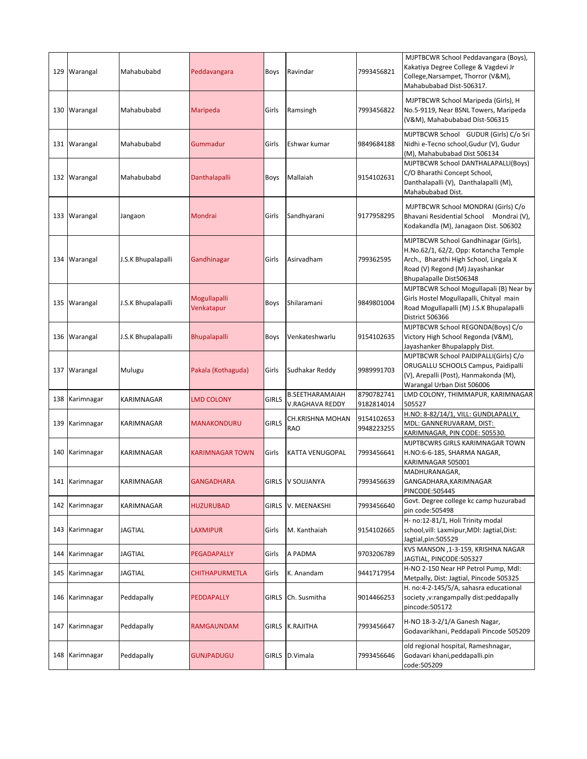| 129 | Warangal | Mahabubabd | Peddavangara | Boys | Ravindar | 7993456821 | MJPTBCWR School Peddavangara (Boys), Kakatiya Degree College & Vagdevi Jr College,Narsampet, Thorror (V&M), Mahabubabad Dist-506317. |
|---|---|---|---|---|---|---|---|
| 130 | Warangal | Mahabubabd | Maripeda | Girls | Ramsingh | 7993456822 | MJPTBCWR School Maripeda (Girls), H No.5-9119, Near BSNL Towers, Maripeda (V&M), Mahabubabad Dist-506315 |
| 131 | Warangal | Mahabubabd | Gummadur | Girls | Eshwar kumar | 9849684188 | MJPTBCWR School GUDUR (Girls) C/o Sri Nidhi e-Tecno school,Gudur (V), Gudur (M), Mahabubabad Dist 506134 |
| 132 | Warangal | Mahabubabd | Danthalapalli | Boys | Mallaiah | 9154102631 | MJPTBCWR School DANTHALAPALLI(Boys) C/O Bharathi Concept School, Danthalapalli (V), Danthalapalli (M), Mahabubabad Dist. |
| 133 | Warangal | Jangaon | Mondrai | Girls | Sandhyarani | 9177958295 | MJPTBCWR School MONDRAI (Girls) C/o Bhavani Residential School Mondrai (V), Kodakandla (M), Janagaon Dist. 506302 |
| 134 | Warangal | J.S.K Bhupalapalli | Gandhinagar | Girls | Asirvadham | 799362595 | MJPTBCWR School Gandhinagar (Girls), H.No.62/1, 62/2, Opp: Kotancha Temple Arch., Bharathi High School, Lingala X Road (V) Regond (M) Jayashankar Bhupalapalle Dist506348 |
| 135 | Warangal | J.S.K Bhupalapalli | Mogullapalli Venkatapur | Boys | Shilaramani | 9849801004 | MJPTBCWR School Mogullapali (B) Near by Girls Hostel Mogullapalli, Chityal main Road Mogullapalli (M) J.S.K Bhupalapalli District 506366 |
| 136 | Warangal | J.S.K Bhupalapalli | Bhupalapalli | Boys | Venkateshwarlu | 9154102635 | MJPTBCWR School REGONDA(Boys) C/o Victory High School Regonda (V&M), Jayashanker Bhupalapply Dist. |
| 137 | Warangal | Mulugu | Pakala (Kothaguda) | Girls | Sudhakar Reddy | 9989991703 | MJPTBCWR School PAIDIPALLI(Girls) C/o ORUGALLU SCHOOLS Campus, Paidipalli (V), Arepalli (Post), Hanmakonda (M), Warangal Urban Dist 506006 |
| 138 | Karimnagar | KARIMNAGAR | LMD COLONY | GIRLS | B.SEETHARAMAIAH V.RAGHAVA REDDY | 8790782741 9182814014 | LMD COLONY, THIMMAPUR, KARIMNAGAR 505527 |
| 139 | Karimnagar | KARIMNAGAR | MANAKONDURU | GIRLS | CH.KRISHNA MOHAN RAO | 9154102653 9948223255 | H.NO: 8-82/14/1, VILL: GUNDLAPALLY, MDL: GANNERUVARAM, DIST: KARIMNAGAR, PIN CODE: 505530. |
| 140 | Karimnagar | KARIMNAGAR | KARIMNAGAR TOWN | Girls | KATTA VENUGOPAL | 7993456641 | MJPTBCWRS GIRLS KARIMNAGAR TOWN H.NO:6-6-185, SHARMA NAGAR, KARIMNAGAR 505001 |
| 141 | Karimnagar | KARIMNAGAR | GANGADHARA | GIRLS | V SOUJANYA | 7993456639 | MADHURANAGAR, GANGADHARA,KARIMNAGAR PINCODE:505445 |
| 142 | Karimnagar | KARIMNAGAR | HUZURUBAD | GIRLS | V. MEENAKSHI | 7993456640 | Govt. Degree college kc camp huzurabad pin code:505498 |
| 143 | Karimnagar | JAGTIAL | LAXMIPUR | Girls | M. Kanthaiah | 9154102665 | H- no:12-81/1, Holi Trinity modal school,vill: Laxmipur,MDl: Jagtial,Dist: Jagtial,pin:505529 |
| 144 | Karimnagar | JAGTIAL | PEGADAPALLY | Girls | A PADMA | 9703206789 | KVS MANSON ,1-3-159, KRISHNA NAGAR JAGTIAL, PINCODE:505327 |
| 145 | Karimnagar | JAGTIAL | CHITHAPURMETLA | Girls | K. Anandam | 9441717954 | H-NO 2-150 Near HP Petrol Pump, Mdl: Metpally, Dist: Jagtial, Pincode 505325 |
| 146 | Karimnagar | Peddapally | PEDDAPALLY | GIRLS | Ch. Susmitha | 9014466253 | H. no:4-2-145/5/A, sahasra educational society ,v:rangampally dist:peddapally pincode:505172 |
| 147 | Karimnagar | Peddapally | RAMGAUNDAM | GIRLS | K.RAJITHA | 7993456647 | H-NO 18-3-2/1/A Ganesh Nagar, Godavarikhani, Peddapali Pincode 505209 |
| 148 | Karimnagar | Peddapally | GUNJPADUGU | GIRLS | D.Vimala | 7993456646 | old regional hospital, Rameshnagar, Godavari khani,peddapalli.pin code:505209 |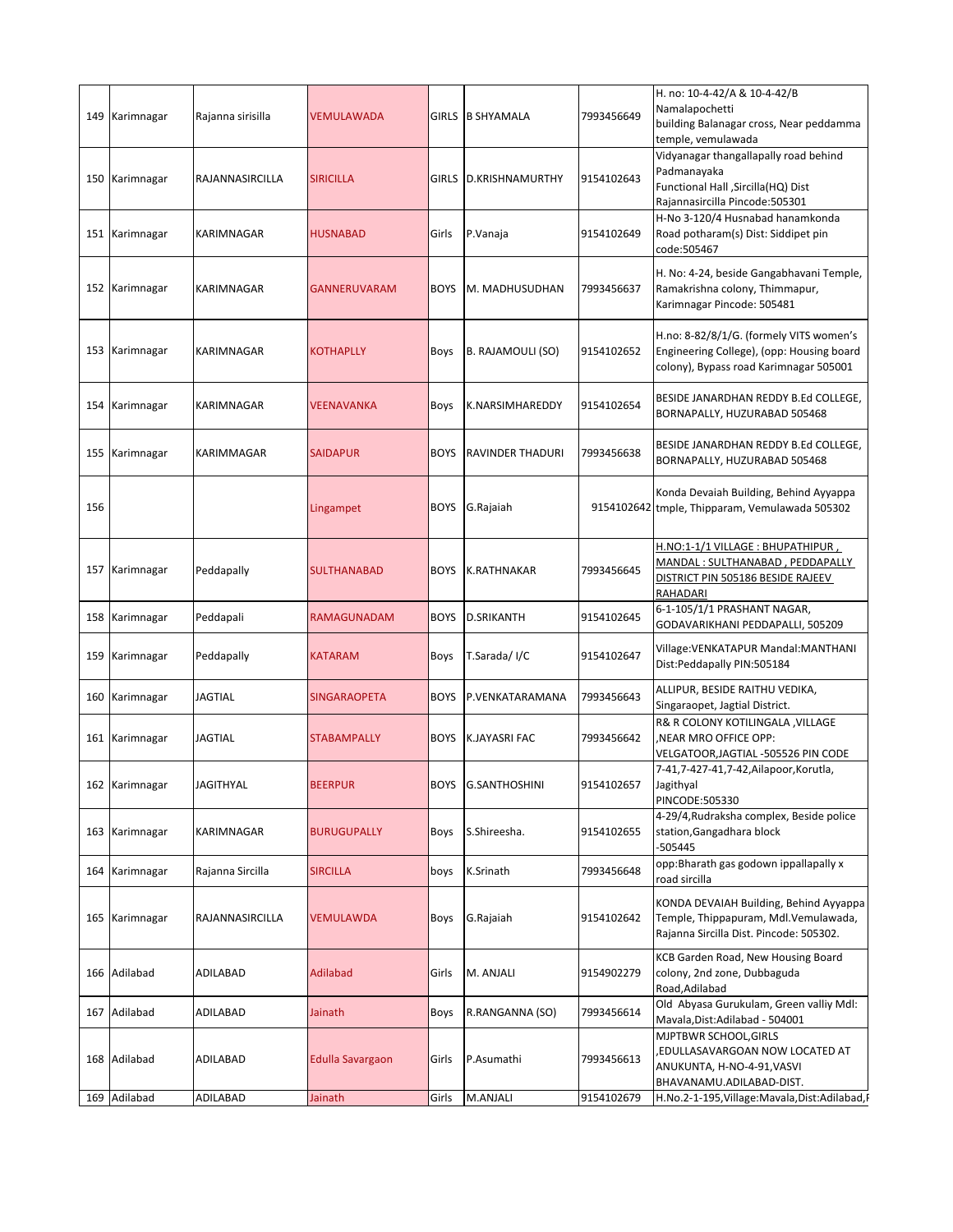| 149 | Karimnagar | Rajanna sirisilla | VEMULAWADA | GIRLS | B SHYAMALA | 7993456649 | H. no: 10-4-42/A & 10-4-42/B Namalapochetti building Balanagar cross, Near peddamma temple, vemulawada |
|---|---|---|---|---|---|---|---|
| 150 | Karimnagar | RAJANNASIRCILLA | SIRICILLA | GIRLS | D.KRISHNAMURTHY | 9154102643 | Vidyanagar thangallapally road behind Padmanayaka Functional Hall ,Sircilla(HQ) Dist Rajannasircilla Pincode:505301 |
| 151 | Karimnagar | KARIMNAGAR | HUSNABAD | Girls | P.Vanaja | 9154102649 | H-No 3-120/4 Husnabad hanamkonda Road potharam(s) Dist: Siddipet pin code:505467 |
| 152 | Karimnagar | KARIMNAGAR | GANNERUVARAM | BOYS | M. MADHUSUDHAN | 7993456637 | H. No: 4-24, beside Gangabhavani Temple, Ramakrishna colony, Thimmapur, Karimnagar Pincode: 505481 |
| 153 | Karimnagar | KARIMNAGAR | KOTHAPLLY | Boys | B. RAJAMOULI (SO) | 9154102652 | H.no: 8-82/8/1/G. (formely VITS women's Engineering College), (opp: Housing board colony), Bypass road Karimnagar 505001 |
| 154 | Karimnagar | KARIMNAGAR | VEENAVANKA | Boys | K.NARSIMHAREDDY | 9154102654 | BESIDE JANARDHAN REDDY B.Ed COLLEGE, BORNAPALLY, HUZURABAD 505468 |
| 155 | Karimnagar | KARIMMAGAR | SAIDAPUR | BOYS | RAVINDER THADURI | 7993456638 | BESIDE JANARDHAN REDDY B.Ed COLLEGE, BORNAPALLY, HUZURABAD 505468 |
| 156 | | | Lingampet | BOYS | G.Rajaiah | 9154102642 | Konda Devaiah Building, Behind Ayyappa tmple, Thipparam, Vemulawada 505302 |
| 157 | Karimnagar | Peddapally | SULTHANABAD | BOYS | K.RATHNAKAR | 7993456645 | H.NO:1-1/1 VILLAGE : BHUPATHIPUR , MANDAL : SULTHANABAD , PEDDAPALLY DISTRICT PIN 505186 BESIDE RAJEEV RAHADARI |
| 158 | Karimnagar | Peddapali | RAMAGUNADAM | BOYS | D.SRIKANTH | 9154102645 | 6-1-105/1/1 PRASHANT NAGAR, GODAVARIKHANI PEDDAPALLI, 505209 |
| 159 | Karimnagar | Peddapally | KATARAM | Boys | T.Sarada/ I/C | 9154102647 | Village:VENKATAPUR Mandal:MANTHANI Dist:Peddapally PIN:505184 |
| 160 | Karimnagar | JAGTIAL | SINGARAOPETA | BOYS | P.VENKATARAMANA | 7993456643 | ALLIPUR, BESIDE RAITHU VEDIKA, Singaraopet, Jagtial District. |
| 161 | Karimnagar | JAGTIAL | STABAMPALLY | BOYS | K.JAYASRI FAC | 7993456642 | R& R COLONY KOTILINGALA ,VILLAGE ,NEAR MRO OFFICE OPP: VELGATOOR,JAGTIAL -505526 PIN CODE |
| 162 | Karimnagar | JAGITHYAL | BEERPUR | BOYS | G.SANTHOSHINI | 9154102657 | 7-41,7-427-41,7-42,Ailapoor,Korutla, Jagithyal PINCODE:505330 |
| 163 | Karimnagar | KARIMNAGAR | BURUGUPALLY | Boys | S.Shireesha. | 9154102655 | 4-29/4,Rudraksha complex, Beside police station,Gangadhara block -505445 |
| 164 | Karimnagar | Rajanna Sircilla | SIRCILLA | boys | K.Srinath | 7993456648 | opp:Bharath gas godown ippallapally x road sircilla |
| 165 | Karimnagar | RAJANNASIRCILLA | VEMULAWDA | Boys | G.Rajaiah | 9154102642 | KONDA DEVAIAH Building, Behind Ayyappa Temple, Thippapuram, Mdl.Vemulawada, Rajanna Sircilla Dist. Pincode: 505302. |
| 166 | Adilabad | ADILABAD | Adilabad | Girls | M. ANJALI | 9154902279 | KCB Garden Road, New Housing Board colony, 2nd zone, Dubbaguda Road,Adilabad |
| 167 | Adilabad | ADILABAD | Jainath | Boys | R.RANGANNA (SO) | 7993456614 | Old Abyasa Gurukulam, Green valliy Mdl: Mavala,Dist:Adilabad - 504001 |
| 168 | Adilabad | ADILABAD | Edulla Savargaon | Girls | P.Asumathi | 7993456613 | MJPTBWR SCHOOL,GIRLS ,EDULLASAVARGOAN NOW LOCATED AT ANUKUNTA, H-NO-4-91,VASVI BHAVANAMU.ADILABAD-DIST. |
| 169 | Adilabad | ADILABAD | Jainath | Girls | M.ANJALI | 9154102679 | H.No.2-1-195,Village:Mavala,Dist:Adilabad,P |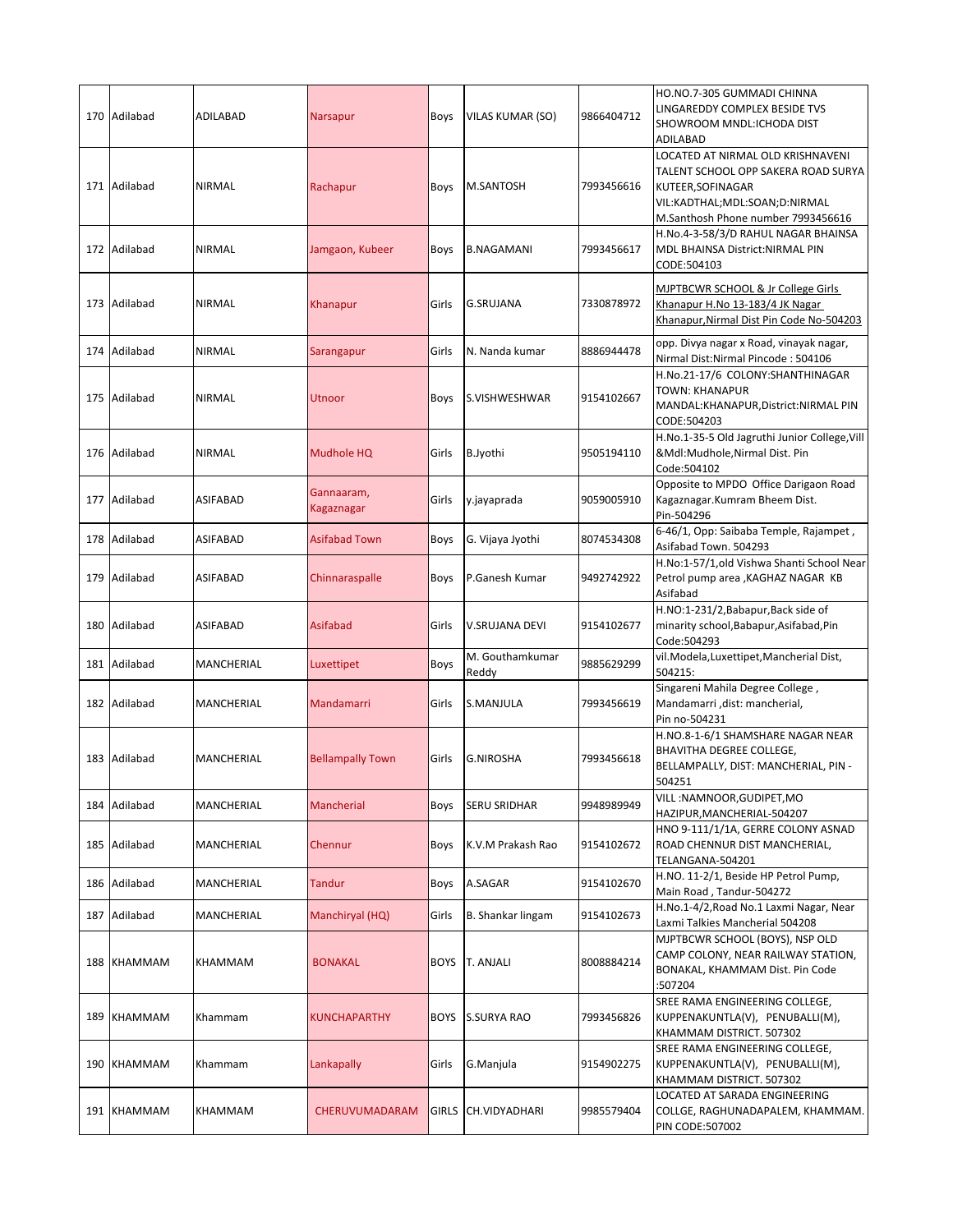| 170 | Adilabad | ADILABAD | Narsapur | Boys | VILAS KUMAR (SO) | 9866404712 | HO.NO.7-305 GUMMADI CHINNA LINGAREDDY COMPLEX BESIDE TVS SHOWROOM MNDL:ICHODA DIST ADILABAD |
|---|---|---|---|---|---|---|---|
| 171 | Adilabad | NIRMAL | Rachapur | Boys | M.SANTOSH | 7993456616 | LOCATED AT NIRMAL OLD KRISHNAVENI TALENT SCHOOL OPP SAKERA ROAD SURYA KUTEER,SOFINAGAR VIL:KADTHAL;MDL:SOAN;D:NIRMAL M.Santhosh Phone number 7993456616 |
| 172 | Adilabad | NIRMAL | Jamgaon, Kubeer | Boys | B.NAGAMANI | 7993456617 | H.No.4-3-58/3/D RAHUL NAGAR BHAINSA MDL BHAINSA District:NIRMAL PIN CODE:504103 |
| 173 | Adilabad | NIRMAL | Khanapur | Girls | G.SRUJANA | 7330878972 | MJPTBCWR SCHOOL & Jr College Girls Khanapur H.No 13-183/4 JK Nagar Khanapur,Nirmal Dist Pin Code No-504203 |
| 174 | Adilabad | NIRMAL | Sarangapur | Girls | N. Nanda kumar | 8886944478 | opp. Divya nagar x Road, vinayak nagar, Nirmal Dist:Nirmal Pincode : 504106 |
| 175 | Adilabad | NIRMAL | Utnoor | Boys | S.VISHWESHWAR | 9154102667 | H.No.21-17/6 COLONY:SHANTHINAGAR TOWN: KHANAPUR MANDAL:KHANAPUR,District:NIRMAL PIN CODE:504203 |
| 176 | Adilabad | NIRMAL | Mudhole HQ | Girls | B.Jyothi | 9505194110 | H.No.1-35-5 Old Jagruthi Junior College,Vill &Mdl:Mudhole,Nirmal Dist. Pin Code:504102 |
| 177 | Adilabad | ASIFABAD | Gannaaram, Kagaznagar | Girls | y.jayaprada | 9059005910 | Opposite to MPDO Office Darigaon Road Kagaznagar.Kumram Bheem Dist. Pin-504296 |
| 178 | Adilabad | ASIFABAD | Asifabad Town | Boys | G. Vijaya Jyothi | 8074534308 | 6-46/1, Opp: Saibaba Temple, Rajampet , Asifabad Town. 504293 |
| 179 | Adilabad | ASIFABAD | Chinnaraspalle | Boys | P.Ganesh Kumar | 9492742922 | H.No:1-57/1,old Vishwa Shanti School Near Petrol pump area ,KAGHAZ NAGAR KB Asifabad |
| 180 | Adilabad | ASIFABAD | Asifabad | Girls | V.SRUJANA DEVI | 9154102677 | H.NO:1-231/2,Babapur,Back side of minarity school,Babapur,Asifabad,Pin Code:504293 |
| 181 | Adilabad | MANCHERIAL | Luxettipet | Boys | M. Gouthamkumar Reddy | 9885629299 | vil.Modela,Luxettipet,Mancherial Dist, 504215: |
| 182 | Adilabad | MANCHERIAL | Mandamarri | Girls | S.MANJULA | 7993456619 | Singareni Mahila Degree College , Mandamarri ,dist: mancherial, Pin no-504231 |
| 183 | Adilabad | MANCHERIAL | Bellampally Town | Girls | G.NIROSHA | 7993456618 | H.NO.8-1-6/1 SHAMSHARE NAGAR NEAR BHAVITHA DEGREE COLLEGE, BELLAMPALLY, DIST: MANCHERIAL, PIN - 504251 |
| 184 | Adilabad | MANCHERIAL | Mancherial | Boys | SERU SRIDHAR | 9948989949 | VILL :NAMNOOR,GUDIPET,MO HAZIPUR,MANCHERIAL-504207 |
| 185 | Adilabad | MANCHERIAL | Chennur | Boys | K.V.M Prakash Rao | 9154102672 | HNO 9-111/1/1A, GERRE COLONY ASNAD ROAD CHENNUR DIST MANCHERIAL, TELANGANA-504201 |
| 186 | Adilabad | MANCHERIAL | Tandur | Boys | A.SAGAR | 9154102670 | H.NO. 11-2/1, Beside HP Petrol Pump, Main Road , Tandur-504272 |
| 187 | Adilabad | MANCHERIAL | Manchiryal (HQ) | Girls | B. Shankar lingam | 9154102673 | H.No.1-4/2,Road No.1 Laxmi Nagar, Near Laxmi Talkies Mancherial 504208 |
| 188 | KHAMMAM | KHAMMAM | BONAKAL | BOYS | T. ANJALI | 8008884214 | MJPTBCWR SCHOOL (BOYS), NSP OLD CAMP COLONY, NEAR RAILWAY STATION, BONAKAL, KHAMMAM Dist. Pin Code :507204 |
| 189 | KHAMMAM | Khammam | KUNCHAPARTHY | BOYS | S.SURYA RAO | 7993456826 | SREE RAMA ENGINEERING COLLEGE, KUPPENAKUNTLA(V), PENUBALLI(M), KHAMMAM DISTRICT. 507302 |
| 190 | KHAMMAM | Khammam | Lankapally | Girls | G.Manjula | 9154902275 | SREE RAMA ENGINEERING COLLEGE, KUPPENAKUNTLA(V), PENUBALLI(M), KHAMMAM DISTRICT. 507302 |
| 191 | KHAMMAM | KHAMMAM | CHERUVUMADARAM | GIRLS | CH.VIDYADHARI | 9985579404 | LOCATED AT SARADA ENGINEERING COLLGE, RAGHUNADAPALEM, KHAMMAM. PIN CODE:507002 |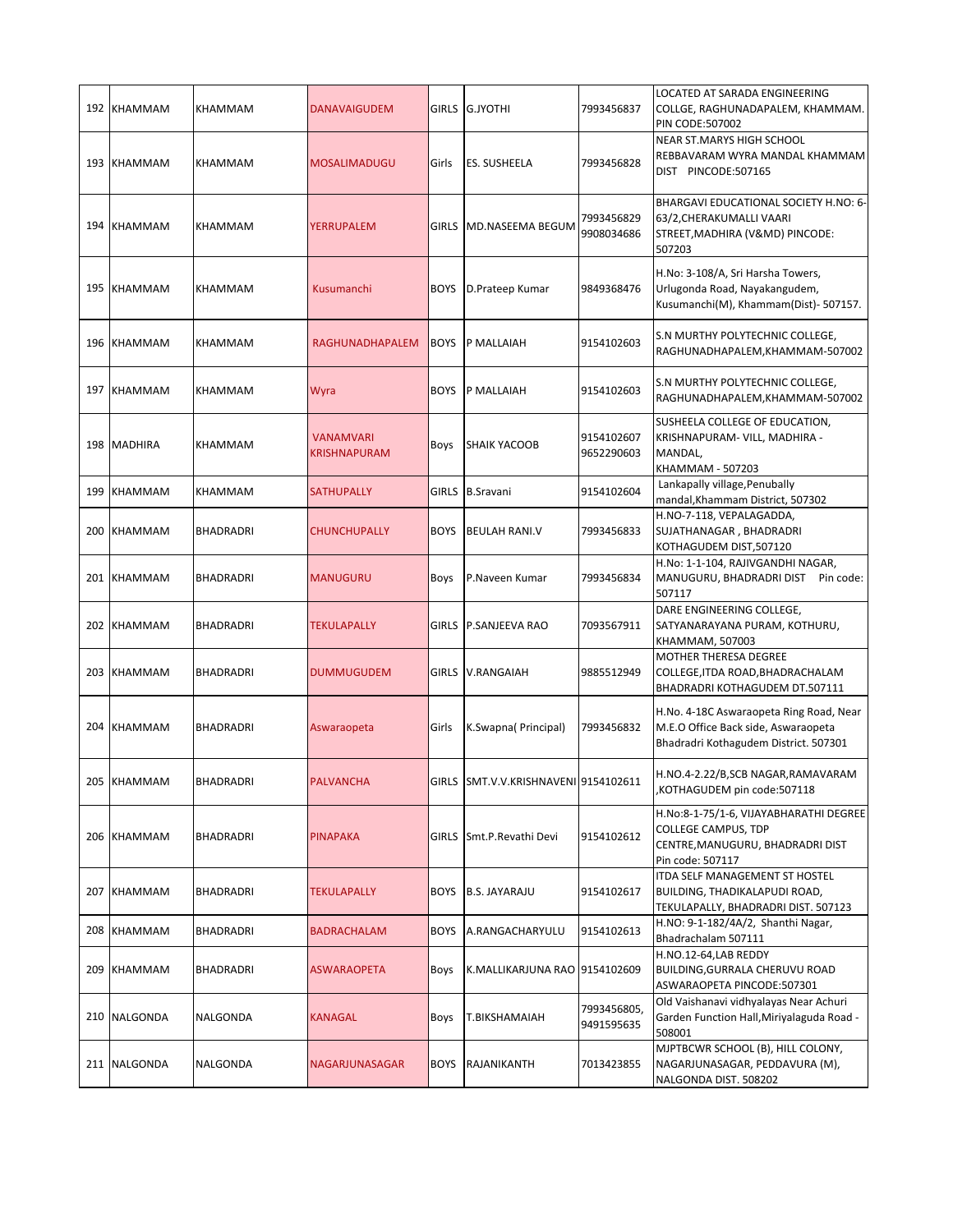| | | | | | | | |
|---|---|---|---|---|---|---|---|
| 192 | KHAMMAM | KHAMMAM | DANAVAIGUDEM | GIRLS | G.JYOTHI | 7993456837 | LOCATED AT SARADA ENGINEERING COLLGE, RAGHUNADAPALEM, KHAMMAM. PIN CODE:507002 |
| 193 | KHAMMAM | KHAMMAM | MOSALIMADUGU | Girls | ES. SUSHEELA | 7993456828 | NEAR ST.MARYS HIGH SCHOOL REBBAVARAM WYRA MANDAL KHAMMAM DIST PINCODE:507165 |
| 194 | KHAMMAM | KHAMMAM | YERRUPALEM | GIRLS | MD.NASEEMA BEGUM | 7993456829 9908034686 | BHARGAVI EDUCATIONAL SOCIETY H.NO: 6-63/2,CHERAKUMALLI VAARI STREET,MADHIRA (V&MD) PINCODE: 507203 |
| 195 | KHAMMAM | KHAMMAM | Kusumanchi | BOYS | D.Prateep Kumar | 9849368476 | H.No: 3-108/A, Sri Harsha Towers, Urlugonda Road, Nayakangudem, Kusumanchi(M), Khammam(Dist)- 507157. |
| 196 | KHAMMAM | KHAMMAM | RAGHUNADHAPALEM | BOYS | P MALLAIAH | 9154102603 | S.N MURTHY POLYTECHNIC COLLEGE, RAGHUNADHAPALEM,KHAMMAM-507002 |
| 197 | KHAMMAM | KHAMMAM | Wyra | BOYS | P MALLAIAH | 9154102603 | S.N MURTHY POLYTECHNIC COLLEGE, RAGHUNADHAPALEM,KHAMMAM-507002 |
| 198 | MADHIRA | KHAMMAM | VANAMVARI KRISHNAPURAM | Boys | SHAIK YACOOB | 9154102607 9652290603 | SUSHEELA COLLEGE OF EDUCATION, KRISHNAPURAM- VILL, MADHIRA - MANDAL, KHAMMAM - 507203 |
| 199 | KHAMMAM | KHAMMAM | SATHUPALLY | GIRLS | B.Sravani | 9154102604 | Lankapally village,Penubally mandal,Khammam District, 507302 |
| 200 | KHAMMAM | BHADRADRI | CHUNCHUPALLY | BOYS | BEULAH RANI.V | 7993456833 | H.NO-7-118, VEPALAGADDA, SUJATHANAGAR , BHADRADRI KOTHAGUDEM DIST,507120 |
| 201 | KHAMMAM | BHADRADRI | MANUGURU | Boys | P.Naveen Kumar | 7993456834 | H.No: 1-1-104, RAJIVGANDHI NAGAR, MANUGURU, BHADRADRI DIST Pin code: 507117 |
| 202 | KHAMMAM | BHADRADRI | TEKULAPALLY | GIRLS | P.SANJEEVA RAO | 7093567911 | DARE ENGINEERING COLLEGE, SATYANARAYANA PURAM, KOTHURU, KHAMMAM, 507003 |
| 203 | KHAMMAM | BHADRADRI | DUMMUGUDEM | GIRLS | V.RANGAIAH | 9885512949 | MOTHER THERESA DEGREE COLLEGE,ITDA ROAD,BHADRACHALAM BHADRADRI KOTHAGUDEM DT.507111 |
| 204 | KHAMMAM | BHADRADRI | Aswaraopeta | Girls | K.Swapna( Principal) | 7993456832 | H.No. 4-18C Aswaraopeta Ring Road, Near M.E.O Office Back side, Aswaraopeta Bhadradri Kothagudem District. 507301 |
| 205 | KHAMMAM | BHADRADRI | PALVANCHA | GIRLS | SMT.V.V.KRISHNAVENI | 9154102611 | H.NO.4-2.22/B,SCB NAGAR,RAMAVARAM ,KOTHAGUDEM pin code:507118 |
| 206 | KHAMMAM | BHADRADRI | PINAPAKA | GIRLS | Smt.P.Revathi Devi | 9154102612 | H.No:8-1-75/1-6, VIJAYABHARATHI DEGREE COLLEGE CAMPUS, TDP CENTRE,MANUGURU, BHADRADRI DIST Pin code: 507117 |
| 207 | KHAMMAM | BHADRADRI | TEKULAPALLY | BOYS | B.S. JAYARAJU | 9154102617 | ITDA SELF MANAGEMENT ST HOSTEL BUILDING, THADIKALAPUDI ROAD, TEKULAPALLY, BHADRADRI DIST. 507123 |
| 208 | KHAMMAM | BHADRADRI | BADRACHALAM | BOYS | A.RANGACHARYULU | 9154102613 | H.NO: 9-1-182/4A/2, Shanthi Nagar, Bhadrachalam 507111 |
| 209 | KHAMMAM | BHADRADRI | ASWARAOPETA | Boys | K.MALLIKARJUNA RAO | 9154102609 | H.NO.12-64,LAB REDDY BUILDING,GURRALA CHERUVU ROAD ASWARAOPETA PINCODE:507301 |
| 210 | NALGONDA | NALGONDA | KANAGAL | Boys | T.BIKSHAMAIAH | 7993456805, 9491595635 | Old Vaishanavi vidhyalayas Near Achuri Garden Function Hall,Miriyalaguda Road - 508001 |
| 211 | NALGONDA | NALGONDA | NAGARJUNASAGAR | BOYS | RAJANIKANTH | 7013423855 | MJPTBCWR SCHOOL (B), HILL COLONY, NAGARJUNASAGAR, PEDDAVURA (M), NALGONDA DIST. 508202 |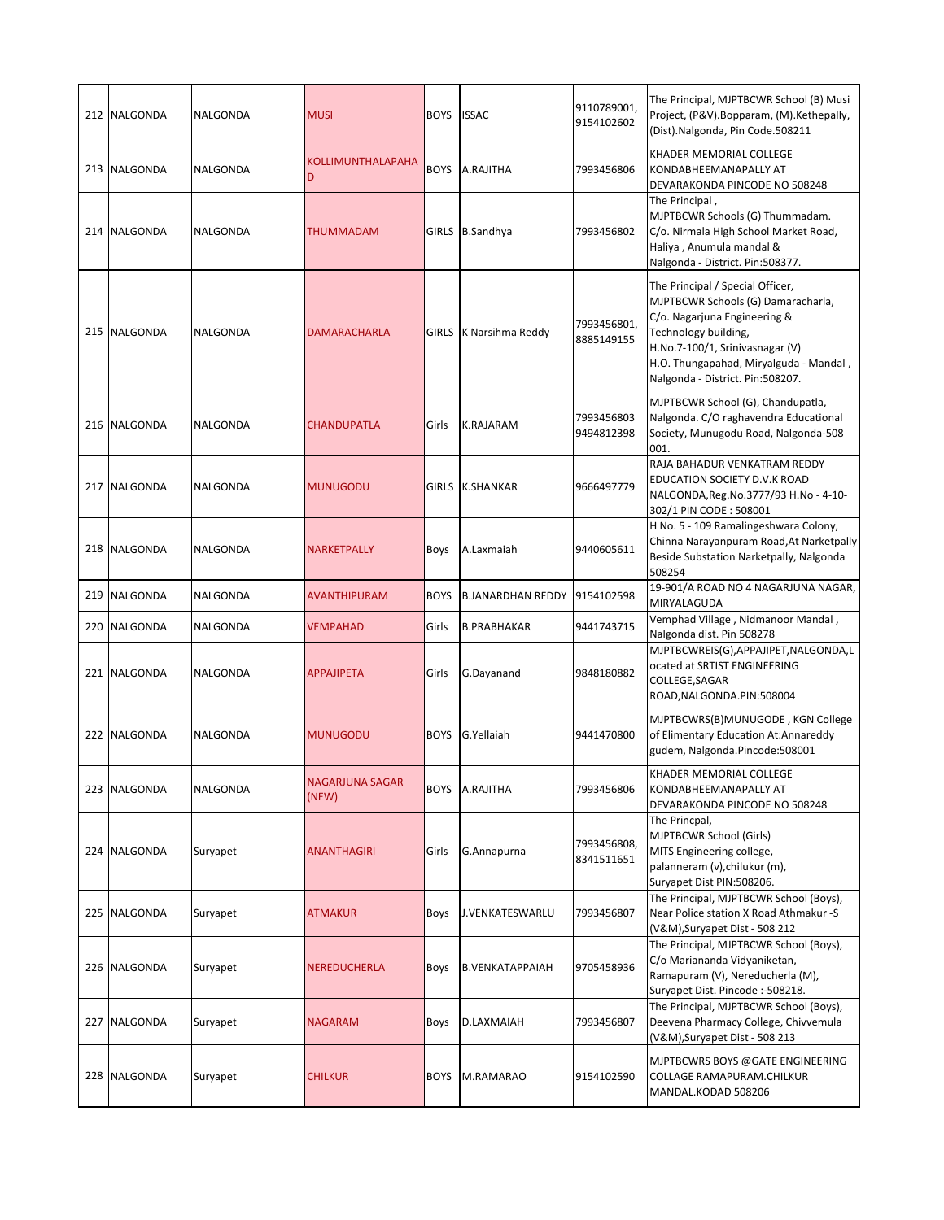| | | | | | | | |
|---|---|---|---|---|---|---|---|
| 212 | NALGONDA | NALGONDA | MUSI | BOYS | ISSAC | 9110789001, 9154102602 | The Principal, MJPTBCWR School (B) Musi Project, (P&V).Bopparam, (M).Kethepally, (Dist).Nalgonda, Pin Code.508211 |
| 213 | NALGONDA | NALGONDA | KOLLIMUNTHALAPAHAD | BOYS | A.RAJITHA | 7993456806 | KHADER MEMORIAL COLLEGE KONDABHEEMANAPALLY AT DEVARAKONDA PINCODE NO 508248 |
| 214 | NALGONDA | NALGONDA | THUMMADAM | GIRLS | B.Sandhya | 7993456802 | The Principal , MJPTBCWR Schools (G) Thummadam. C/o. Nirmala High School Market Road, Haliya , Anumula mandal & Nalgonda - District. Pin:508377. |
| 215 | NALGONDA | NALGONDA | DAMARACHARLA | GIRLS | K Narsihma Reddy | 7993456801, 8885149155 | The Principal / Special Officer, MJPTBCWR Schools (G) Damaracharla, C/o. Nagarjuna Engineering & Technology building, H.No.7-100/1, Srinivasnagar (V) H.O. Thungapahad, Miryalguda - Mandal , Nalgonda - District. Pin:508207. |
| 216 | NALGONDA | NALGONDA | CHANDUPATLA | Girls | K.RAJARAM | 7993456803 9494812398 | MJPTBCWR School (G), Chandupatla, Nalgonda. C/O raghavendra Educational Society, Munugodu Road, Nalgonda-508 001. |
| 217 | NALGONDA | NALGONDA | MUNUGODU | GIRLS | K.SHANKAR | 9666497779 | RAJA BAHADUR VENKATRAM REDDY EDUCATION SOCIETY D.V.K ROAD NALGONDA,Reg.No.3777/93 H.No - 4-10-302/1 PIN CODE : 508001 |
| 218 | NALGONDA | NALGONDA | NARKETPALLY | Boys | A.Laxmaiah | 9440605611 | H No. 5 - 109 Ramalingeshwara Colony, Chinna Narayanpuram Road,At Narketpally Beside Substation Narketpally, Nalgonda 508254 |
| 219 | NALGONDA | NALGONDA | AVANTHIPURAM | BOYS | B.JANARDHAN REDDY | 9154102598 | 19-901/A ROAD NO 4 NAGARJUNA NAGAR, MIRYALAGUDA |
| 220 | NALGONDA | NALGONDA | VEMPAHAD | Girls | B.PRABHAKAR | 9441743715 | Vemphad Village , Nidmanoor Mandal , Nalgonda dist. Pin 508278 |
| 221 | NALGONDA | NALGONDA | APPAJIPETA | Girls | G.Dayanand | 9848180882 | MJPTBCWREIS(G),APPAJIPET,NALGONDA,Located at SRTIST ENGINEERING COLLEGE,SAGAR ROAD,NALGONDA.PIN:508004 |
| 222 | NALGONDA | NALGONDA | MUNUGODU | BOYS | G.Yellaiah | 9441470800 | MJPTBCWRS(B)MUNUGODE , KGN College of Elimentary Education At:Annareddy gudem, Nalgonda.Pincode:508001 |
| 223 | NALGONDA | NALGONDA | NAGARJUNA SAGAR (NEW) | BOYS | A.RAJITHA | 7993456806 | KHADER MEMORIAL COLLEGE KONDABHEEMANAPALLY AT DEVARAKONDA PINCODE NO 508248 |
| 224 | NALGONDA | Suryapet | ANANTHAGIRI | Girls | G.Annapurna | 7993456808, 8341511651 | The Princpal, MJPTBCWR School (Girls) MITS Engineering college, palanneram (v),chilukur (m), Suryapet Dist PIN:508206. |
| 225 | NALGONDA | Suryapet | ATMAKUR | Boys | J.VENKATESWARLU | 7993456807 | The Principal, MJPTBCWR School (Boys), Near Police station X Road Athmakur -S (V&M),Suryapet Dist - 508 212 |
| 226 | NALGONDA | Suryapet | NEREDUCHERLA | Boys | B.VENKATAPPAIAH | 9705458936 | The Principal, MJPTBCWR School (Boys), C/o Mariananda Vidyaniketan, Ramapuram (V), Nereducherla (M), Suryapet Dist. Pincode :-508218. |
| 227 | NALGONDA | Suryapet | NAGARAM | Boys | D.LAXMAIAH | 7993456807 | The Principal, MJPTBCWR School (Boys), Deevena Pharmacy College, Chivvemula (V&M),Suryapet Dist - 508 213 |
| 228 | NALGONDA | Suryapet | CHILKUR | BOYS | M.RAMARAO | 9154102590 | MJPTBCWRS BOYS @GATE ENGINEERING COLLAGE RAMAPURAM.CHILKUR MANDAL.KODAD 508206 |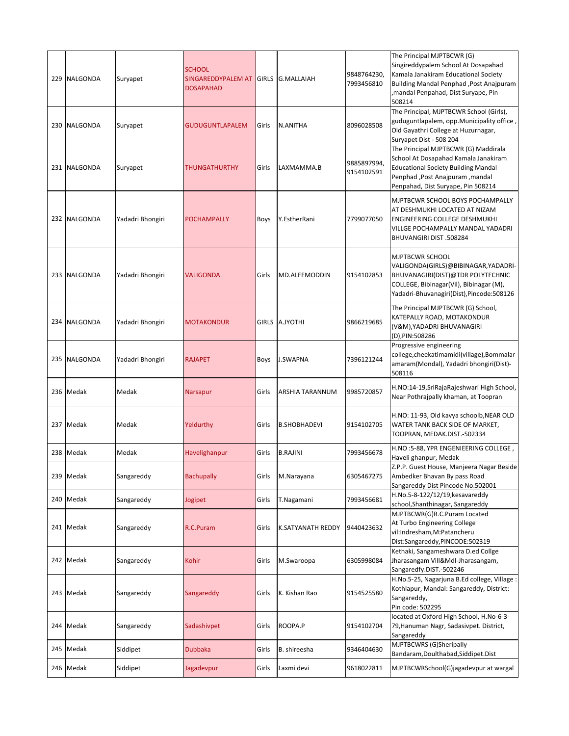| 229 | NALGONDA | Suryapet | SCHOOL SINGAREDDYPALEM AT DOSAPAHAD | GIRLS | G.MALLAIAH | 9848764230, 7993456810 | The Principal MJPTBCWR (G) Singireddypalem School At Dosapahad Kamala Janakiram Educational Society Building Mandal Penphad ,Post Anajpuram ,mandal Penpahad, Dist Suryape, Pin 508214 |
|---|---|---|---|---|---|---|---|
| 230 | NALGONDA | Suryapet | GUDUGUNTLAPALEM | Girls | N.ANITHA | 8096028508 | The Principal, MJPTBCWR School (Girls), guduguntlapalem, opp.Municipality office , Old Gayathri College at Huzurnagar, Suryapet Dist - 508 204 |
| 231 | NALGONDA | Suryapet | THUNGATHURTHY | Girls | LAXMAMMA.B | 9885897994, 9154102591 | The Principal MJPTBCWR (G) Maddirala School At Dosapahad Kamala Janakiram Educational Society Building Mandal Penphad ,Post Anajpuram ,mandal Penpahad, Dist Suryape, Pin 508214 |
| 232 | NALGONDA | Yadadri Bhongiri | POCHAMPALLY | Boys | Y.EstherRani | 7799077050 | MJPTBCWR SCHOOL BOYS POCHAMPALLY AT DESHMUKHI LOCATED AT NIZAM ENGINEERING COLLEGE DESHMUKHI VILLGE POCHAMPALLY MANDAL YADADRI BHUVANGIRI DIST .508284 |
| 233 | NALGONDA | Yadadri Bhongiri | VALIGONDA | Girls | MD.ALEEMODDIN | 9154102853 | MJPTBCWR SCHOOL VALIGONDA(GIRLS)@BIBINAGAR,YADADRI-BHUVANAGIRI(DIST)@TDR POLYTECHNIC COLLEGE, Bibinagar(Vil), Bibinagar (M), Yadadri-Bhuvanagiri(Dist),Pincode:508126 |
| 234 | NALGONDA | Yadadri Bhongiri | MOTAKONDUR | GIRLS | A.JYOTHI | 9866219685 | The Principal MJPTBCWR (G) School, KATEPALLY ROAD, MOTAKONDUR (V&M),YADADRI BHUVANAGIRI (D),PIN:508286 |
| 235 | NALGONDA | Yadadri Bhongiri | RAJAPET | Boys | J.SWAPNA | 7396121244 | Progressive engineering college,cheekatimamidi(village),Bommalaramaram(Mondal), Yadadri bhongiri(Dist)-508116 |
| 236 | Medak | Medak | Narsapur | Girls | ARSHIA TARANNUM | 9985720857 | H.NO:14-19,SriRajaRajeshwari High School, Near Pothrajpally khaman, at Toopran |
| 237 | Medak | Medak | Yeldurthy | Girls | B.SHOBHADEVI | 9154102705 | H.NO: 11-93, Old kavya schoolb,NEAR OLD WATER TANK BACK SIDE OF MARKET, TOOPRAN, MEDAK.DIST.-502334 |
| 238 | Medak | Medak | Havelighanpur | Girls | B.RAJINI | 7993456678 | H.NO :5-88, YPR ENGENIEERING COLLEGE , Haveli ghanpur, Medak |
| 239 | Medak | Sangareddy | Bachupally | Girls | M.Narayana | 6305467275 | Z.P.P. Guest House, Manjeera Nagar Beside Ambedker Bhavan By pass Road Sangareddy Dist Pincode No.502001 |
| 240 | Medak | Sangareddy | Jogipet | Girls | T.Nagamani | 7993456681 | H.No.5-8-122/12/19,kesavareddy school,Shanthinagar, Sangareddy |
| 241 | Medak | Sangareddy | R.C.Puram | Girls | K.SATYANATH REDDY | 9440423632 | MJPTBCWR(G)R.C.Puram Located At Turbo Engineering College vil:Indresham,M:Patancheru Dist:Sangareddy,PINCODE:502319 |
| 242 | Medak | Sangareddy | Kohir | Girls | M.Swaroopa | 6305998084 | Kethaki, Sangameshwara D.ed Collge Jharasangam Vill&Mdl-Jharasangam, Sangaredfy.DIST.-502246 |
| 243 | Medak | Sangareddy | Sangareddy | Girls | K. Kishan Rao | 9154525580 | H.No.5-25, Nagarjuna B.Ed college, Village : Kothlapur, Mandal: Sangareddy, District: Sangareddy, Pin code: 502295 |
| 244 | Medak | Sangareddy | Sadashivpet | Girls | ROOPA.P | 9154102704 | located at Oxford High School, H.No-6-3-79,Hanuman Nagr, Sadasivpet. District, Sangareddy |
| 245 | Medak | Siddipet | Dubbaka | Girls | B. shireesha | 9346404630 | MJPTBCWRS (G)Sheripally Bandaram,Doulthabad,Siddipet.Dist |
| 246 | Medak | Siddipet | Jagadevpur | Girls | Laxmi devi | 9618022811 | MJPTBCWRSchool(G)jagadevpur at wargal |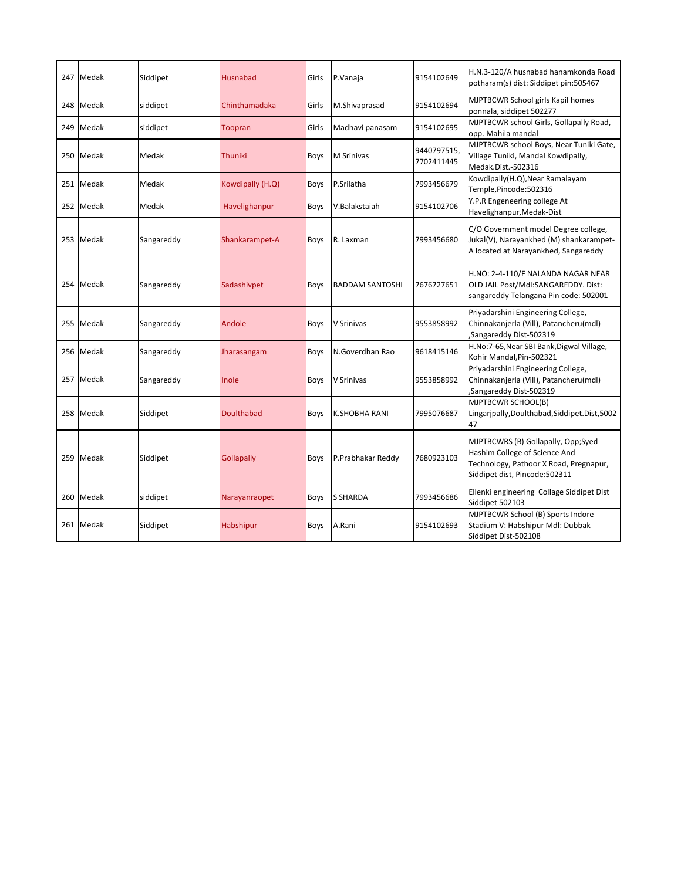| | | | | | | | |
|---|---|---|---|---|---|---|---|
| 247 | Medak | Siddipet | Husnabad | Girls | P.Vanaja | 9154102649 | H.N.3-120/A husnabad hanamkonda Road potharam(s) dist: Siddipet pin:505467 |
| 248 | Medak | siddipet | Chinthamadaka | Girls | M.Shivaprasad | 9154102694 | MJPTBCWR School girls Kapil homes ponnala, siddipet 502277 |
| 249 | Medak | siddipet | Toopran | Girls | Madhavi panasam | 9154102695 | MJPTBCWR school Girls, Gollapally Road, opp. Mahila mandal |
| 250 | Medak | Medak | Thuniki | Boys | M Srinivas | 9440797515, 7702411445 | MJPTBCWR school Boys, Near Tuniki Gate, Village Tuniki, Mandal Kowdipally, Medak.Dist.-502316 |
| 251 | Medak | Medak | Kowdipally (H.Q) | Boys | P.Srilatha | 7993456679 | Kowdipally(H.Q),Near Ramalayam Temple,Pincode:502316 |
| 252 | Medak | Medak | Havelighanpur | Boys | V.Balakstaiah | 9154102706 | Y.P.R Engeneering college At Havelighanpur,Medak-Dist |
| 253 | Medak | Sangareddy | Shankarampet-A | Boys | R. Laxman | 7993456680 | C/O Government model Degree college, Jukal(V), Narayankhed (M) shankarampet-A located at Narayankhed, Sangareddy |
| 254 | Medak | Sangareddy | Sadashivpet | Boys | BADDAM SANTOSHI | 7676727651 | H.NO: 2-4-110/F NALANDA NAGAR NEAR OLD JAIL Post/Mdl:SANGAREDDY. Dist: sangareddy Telangana Pin code: 502001 |
| 255 | Medak | Sangareddy | Andole | Boys | V Srinivas | 9553858992 | Priyadarshini Engineering College, Chinnakanjerla (Vill), Patancheru(mdl) ,Sangareddy Dist-502319 |
| 256 | Medak | Sangareddy | Jharasangam | Boys | N.Goverdhan Rao | 9618415146 | H.No:7-65,Near SBI Bank,Digwal Village, Kohir Mandal,Pin-502321 |
| 257 | Medak | Sangareddy | Inole | Boys | V Srinivas | 9553858992 | Priyadarshini Engineering College, Chinnakanjerla (Vill), Patancheru(mdl) ,Sangareddy Dist-502319 |
| 258 | Medak | Siddipet | Doulthabad | Boys | K.SHOBHA RANI | 7995076687 | MJPTBCWR SCHOOL(B) Lingarjpally,Doulthabad,Siddipet.Dist,500247 |
| 259 | Medak | Siddipet | Gollapally | Boys | P.Prabhakar Reddy | 7680923103 | MJPTBCWRS (B) Gollapally, Opp;Syed Hashim College of Science And Technology, Pathoor X Road, Pregnapur, Siddipet dist, Pincode:502311 |
| 260 | Medak | siddipet | Narayanraopet | Boys | S SHARDA | 7993456686 | Ellenki engineering Collage Siddipet Dist Siddipet 502103 |
| 261 | Medak | Siddipet | Habshipur | Boys | A.Rani | 9154102693 | MJPTBCWR School (B) Sports Indore Stadium V: Habshipur Mdl: Dubbak Siddipet Dist-502108 |